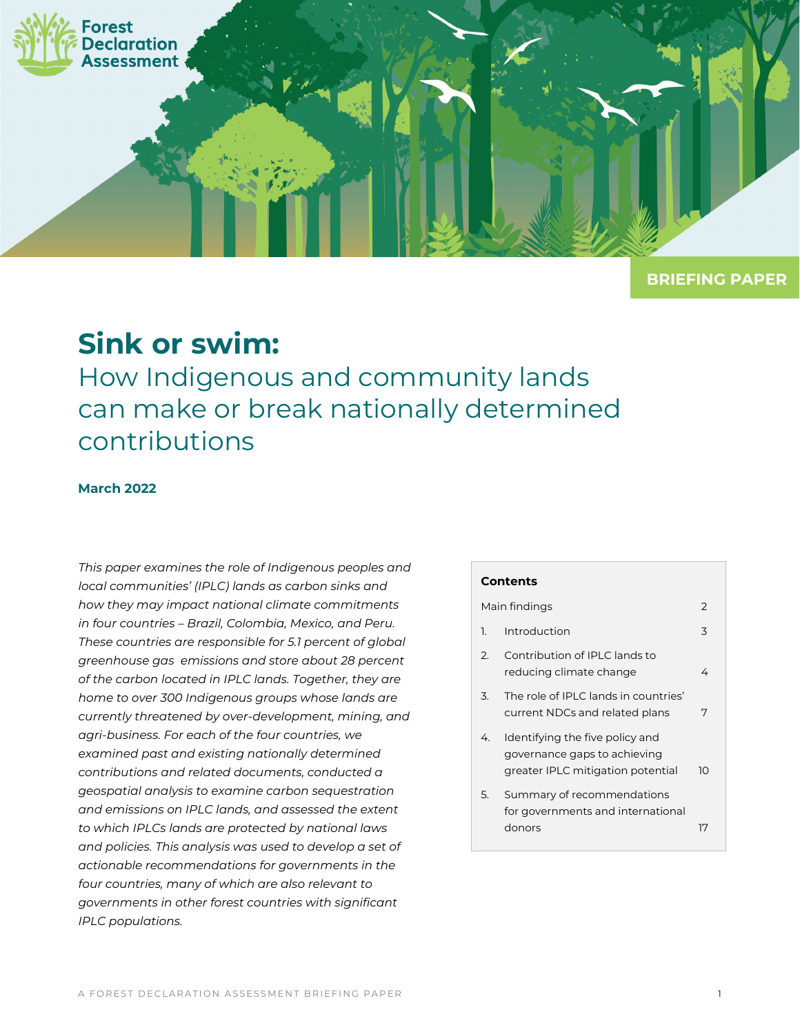Forest Declaration Assessment

BRIEFING PAPER

# Sink or swim:

## How Indigenous and community lands can make or break nationally determined contributions

**March 2022**

*This paper examines the role of Indigenous peoples and local communities' (IPLC) lands as carbon sinks and how they may impact national climate commitments in four countries – Brazil, Colombia, Mexico, and Peru. These countries are responsible for 5.1 percent of global greenhouse gas emissions and store about 28 percent of the carbon located in IPLC lands. Together, they are home to over 300 Indigenous groups whose lands are currently threatened by over-development, mining, and agri-business. For each of the four countries, we examined past and existing nationally determined contributions and related documents, conducted a geospatial analysis to examine carbon sequestration and emissions on IPLC lands, and assessed the extent to which IPLCs lands are protected by national laws and policies. This analysis was used to develop a set of actionable recommendations for governments in the four countries, many of which are also relevant to governments in other forest countries with significant IPLC populations.*

**Contents**

| | | |
|---|---|---|
| | Main findings | 2 |
| 1. | Introduction | 3 |
| 2. | Contribution of IPLC lands to reducing climate change | 4 |
| 3. | The role of IPLC lands in countries' current NDCs and related plans | 7 |
| 4. | Identifying the five policy and governance gaps to achieving greater IPLC mitigation potential | 10 |
| 5. | Summary of recommendations for governments and international donors | 17 |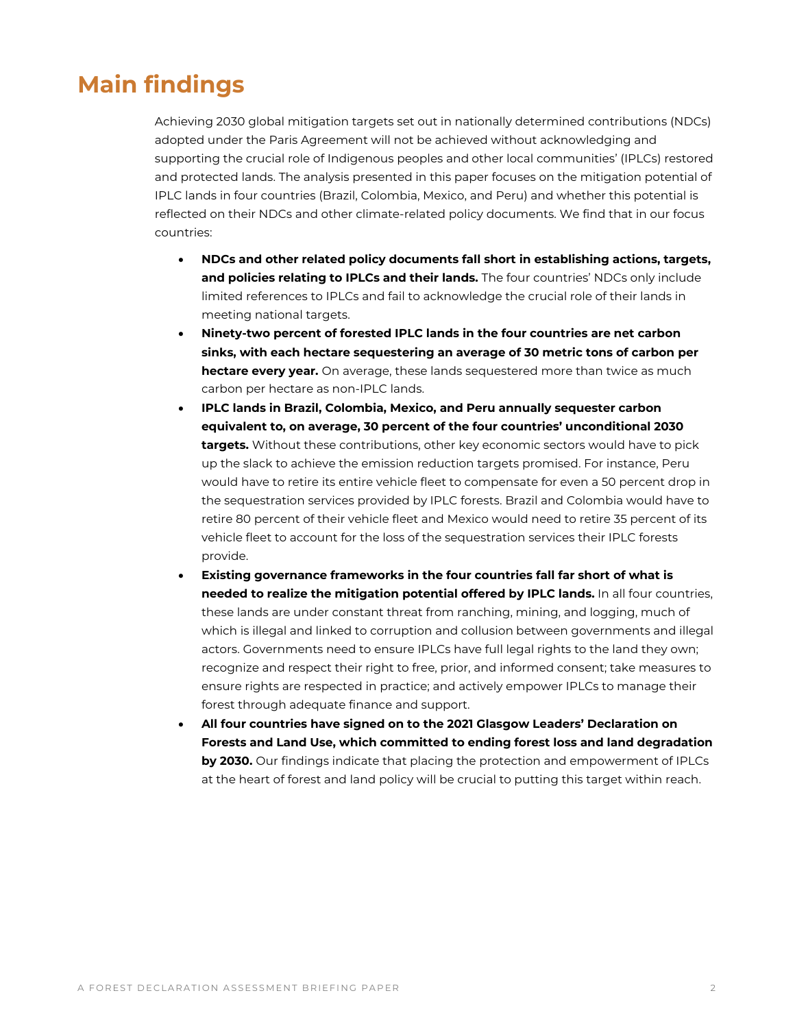# Main findings

Achieving 2030 global mitigation targets set out in nationally determined contributions (NDCs) adopted under the Paris Agreement will not be achieved without acknowledging and supporting the crucial role of Indigenous peoples and other local communities' (IPLCs) restored and protected lands. The analysis presented in this paper focuses on the mitigation potential of IPLC lands in four countries (Brazil, Colombia, Mexico, and Peru) and whether this potential is reflected on their NDCs and other climate-related policy documents. We find that in our focus countries:

- **NDCs and other related policy documents fall short in establishing actions, targets, and policies relating to IPLCs and their lands.** The four countries' NDCs only include limited references to IPLCs and fail to acknowledge the crucial role of their lands in meeting national targets.
- **Ninety-two percent of forested IPLC lands in the four countries are net carbon sinks, with each hectare sequestering an average of 30 metric tons of carbon per hectare every year.** On average, these lands sequestered more than twice as much carbon per hectare as non-IPLC lands.
- **IPLC lands in Brazil, Colombia, Mexico, and Peru annually sequester carbon equivalent to, on average, 30 percent of the four countries' unconditional 2030 targets.** Without these contributions, other key economic sectors would have to pick up the slack to achieve the emission reduction targets promised. For instance, Peru would have to retire its entire vehicle fleet to compensate for even a 50 percent drop in the sequestration services provided by IPLC forests. Brazil and Colombia would have to retire 80 percent of their vehicle fleet and Mexico would need to retire 35 percent of its vehicle fleet to account for the loss of the sequestration services their IPLC forests provide.
- **Existing governance frameworks in the four countries fall far short of what is needed to realize the mitigation potential offered by IPLC lands.** In all four countries, these lands are under constant threat from ranching, mining, and logging, much of which is illegal and linked to corruption and collusion between governments and illegal actors. Governments need to ensure IPLCs have full legal rights to the land they own; recognize and respect their right to free, prior, and informed consent; take measures to ensure rights are respected in practice; and actively empower IPLCs to manage their forest through adequate finance and support.
- **All four countries have signed on to the 2021 Glasgow Leaders' Declaration on Forests and Land Use, which committed to ending forest loss and land degradation by 2030.** Our findings indicate that placing the protection and empowerment of IPLCs at the heart of forest and land policy will be crucial to putting this target within reach.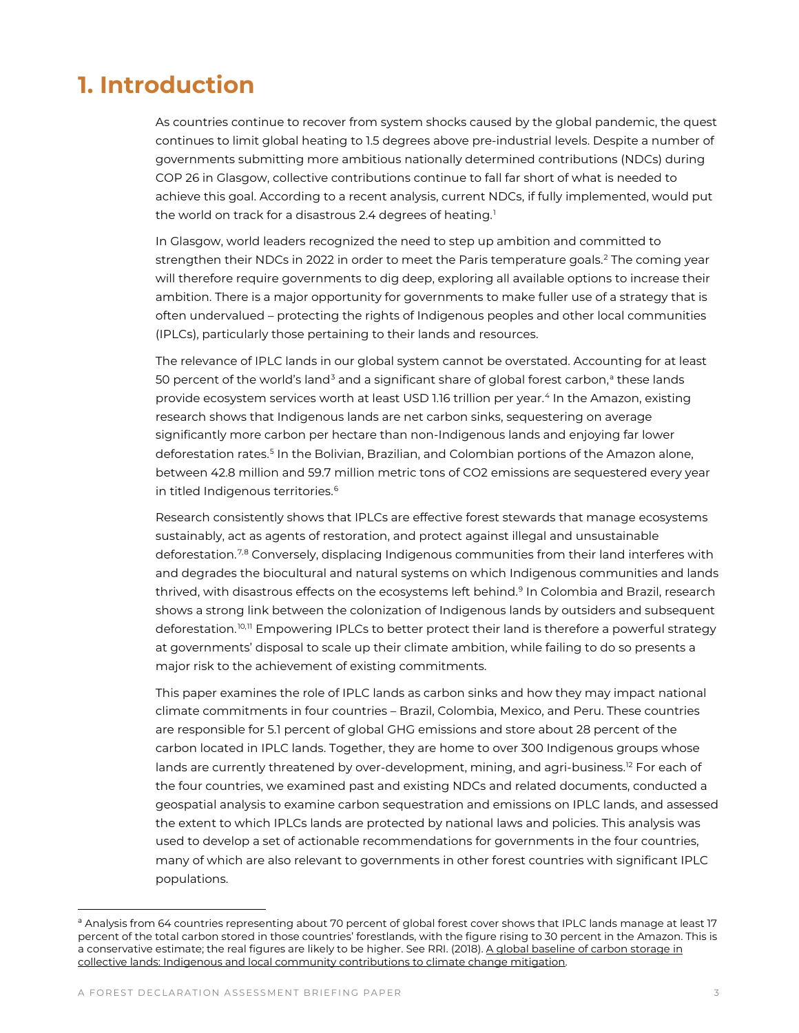# 1. Introduction

As countries continue to recover from system shocks caused by the global pandemic, the quest continues to limit global heating to 1.5 degrees above pre-industrial levels. Despite a number of governments submitting more ambitious nationally determined contributions (NDCs) during COP 26 in Glasgow, collective contributions continue to fall far short of what is needed to achieve this goal. According to a recent analysis, current NDCs, if fully implemented, would put the world on track for a disastrous 2.4 degrees of heating.[1]

In Glasgow, world leaders recognized the need to step up ambition and committed to strengthen their NDCs in 2022 in order to meet the Paris temperature goals.[2] The coming year will therefore require governments to dig deep, exploring all available options to increase their ambition. There is a major opportunity for governments to make fuller use of a strategy that is often undervalued – protecting the rights of Indigenous peoples and other local communities (IPLCs), particularly those pertaining to their lands and resources.

The relevance of IPLC lands in our global system cannot be overstated. Accounting for at least 50 percent of the world's land[3] and a significant share of global forest carbon,[a] these lands provide ecosystem services worth at least USD 1.16 trillion per year.[4] In the Amazon, existing research shows that Indigenous lands are net carbon sinks, sequestering on average significantly more carbon per hectare than non-Indigenous lands and enjoying far lower deforestation rates.[5] In the Bolivian, Brazilian, and Colombian portions of the Amazon alone, between 42.8 million and 59.7 million metric tons of $CO_2$ emissions are sequestered every year in titled Indigenous territories.[6]

Research consistently shows that IPLCs are effective forest stewards that manage ecosystems sustainably, act as agents of restoration, and protect against illegal and unsustainable deforestation.[7,8] Conversely, displacing Indigenous communities from their land interferes with and degrades the biocultural and natural systems on which Indigenous communities and lands thrived, with disastrous effects on the ecosystems left behind.[9] In Colombia and Brazil, research shows a strong link between the colonization of Indigenous lands by outsiders and subsequent deforestation.[10,11] Empowering IPLCs to better protect their land is therefore a powerful strategy at governments' disposal to scale up their climate ambition, while failing to do so presents a major risk to the achievement of existing commitments.

This paper examines the role of IPLC lands as carbon sinks and how they may impact national climate commitments in four countries – Brazil, Colombia, Mexico, and Peru. These countries are responsible for 5.1 percent of global GHG emissions and store about 28 percent of the carbon located in IPLC lands. Together, they are home to over 300 Indigenous groups whose lands are currently threatened by over-development, mining, and agri-business.[12] For each of the four countries, we examined past and existing NDCs and related documents, conducted a geospatial analysis to examine carbon sequestration and emissions on IPLC lands, and assessed the extent to which IPLCs lands are protected by national laws and policies. This analysis was used to develop a set of actionable recommendations for governments in the four countries, many of which are also relevant to governments in other forest countries with significant IPLC populations.

---

[a] Analysis from 64 countries representing about 70 percent of global forest cover shows that IPLC lands manage at least 17 percent of the total carbon stored in those countries' forestlands, with the figure rising to 30 percent in the Amazon. This is a conservative estimate; the real figures are likely to be higher. See RRI. (2018). A global baseline of carbon storage in collective lands: Indigenous and local community contributions to climate change mitigation.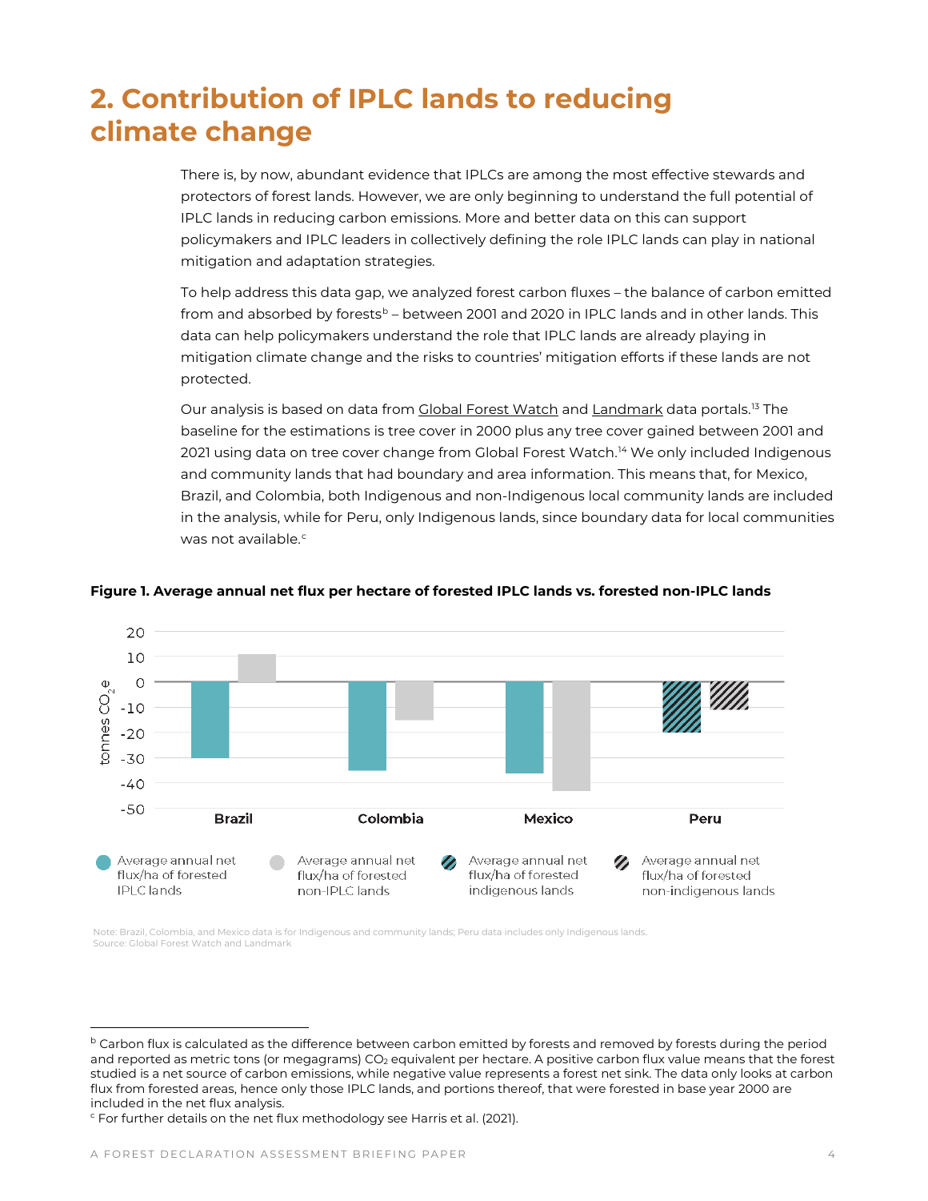# 2. Contribution of IPLC lands to reducing climate change

There is, by now, abundant evidence that IPLCs are among the most effective stewards and protectors of forest lands. However, we are only beginning to understand the full potential of IPLC lands in reducing carbon emissions. More and better data on this can support policymakers and IPLC leaders in collectively defining the role IPLC lands can play in national mitigation and adaptation strategies.

To help address this data gap, we analyzed forest carbon fluxes – the balance of carbon emitted from and absorbed by forests[b] – between 2001 and 2020 in IPLC lands and in other lands. This data can help policymakers understand the role that IPLC lands are already playing in mitigation climate change and the risks to countries' mitigation efforts if these lands are not protected.

Our analysis is based on data from Global Forest Watch and Landmark data portals.[13] The baseline for the estimations is tree cover in 2000 plus any tree cover gained between 2001 and 2021 using data on tree cover change from Global Forest Watch.[14] We only included Indigenous and community lands that had boundary and area information. This means that, for Mexico, Brazil, and Colombia, both Indigenous and non-Indigenous local community lands are included in the analysis, while for Peru, only Indigenous lands, since boundary data for local communities was not available.[c]

**Figure 1. Average annual net flux per hectare of forested IPLC lands vs. forested non-IPLC lands**

Note: Brazil, Colombia, and Mexico data is for Indigenous and community lands; Peru data includes only Indigenous lands.
Source: Global Forest Watch and Landmark

---

[b] Carbon flux is calculated as the difference between carbon emitted by forests and removed by forests during the period and reported as metric tons (or megagrams) $CO_2$ equivalent per hectare. A positive carbon flux value means that the forest studied is a net source of carbon emissions, while negative value represents a forest net sink. The data only looks at carbon flux from forested areas, hence only those IPLC lands, and portions thereof, that were forested in base year 2000 are included in the net flux analysis.

[c] For further details on the net flux methodology see Harris et al. (2021).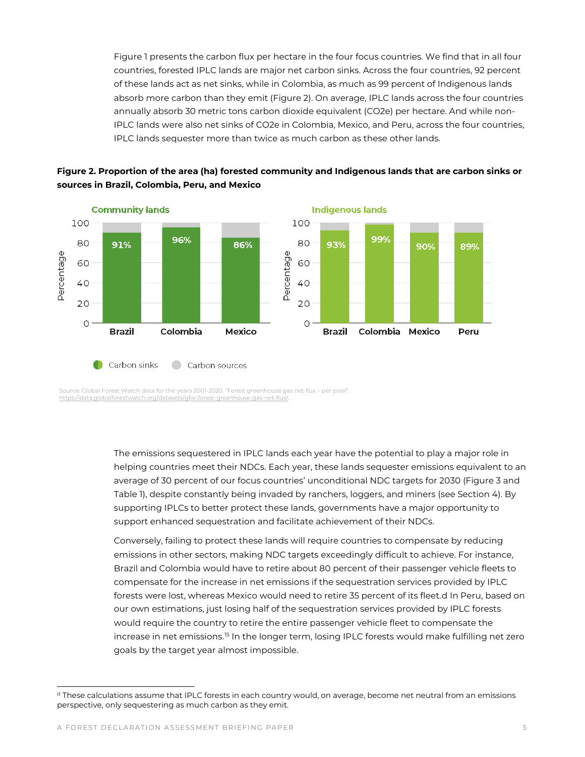Figure 1 presents the carbon flux per hectare in the four focus countries. We find that in all four countries, forested IPLC lands are major net carbon sinks. Across the four countries, 92 percent of these lands act as net sinks, while in Colombia, as much as 99 percent of Indigenous lands absorb more carbon than they emit (Figure 2). On average, IPLC lands across the four countries annually absorb 30 metric tons carbon dioxide equivalent ($CO_2e$) per hectare. And while non-IPLC lands were also net sinks of $CO_2e$ in Colombia, Mexico, and Peru, across the four countries, IPLC lands sequester more than twice as much carbon as these other lands.

**Figure 2. Proportion of the area (ha) forested community and Indigenous lands that are carbon sinks or sources in Brazil, Colombia, Peru, and Mexico**

Community lands

| Country | Carbon sinks |
| --- | --- |
| Brazil | 91% |
| Colombia | 96% |
| Mexico | 86% |

Indigenous lands

| Country | Carbon sinks |
| --- | --- |
| Brazil | 93% |
| Colombia | 99% |
| Mexico | 90% |
| Peru | 89% |

Carbon sinks   Carbon sources

Source: Global Forest Watch data for the years 2001-2020. "Forest greenhouse gas net flux – per pixel". https://data.globalforestwatch.org/datasets/gfw::forest-greenhouse-gas-net-flux/.

The emissions sequestered in IPLC lands each year have the potential to play a major role in helping countries meet their NDCs. Each year, these lands sequester emissions equivalent to an average of 30 percent of our focus countries' unconditional NDC targets for 2030 (Figure 3 and Table 1), despite constantly being invaded by ranchers, loggers, and miners (see Section 4). By supporting IPLCs to better protect these lands, governments have a major opportunity to support enhanced sequestration and facilitate achievement of their NDCs.

Conversely, failing to protect these lands will require countries to compensate by reducing emissions in other sectors, making NDC targets exceedingly difficult to achieve. For instance, Brazil and Colombia would have to retire about 80 percent of their passenger vehicle fleets to compensate for the increase in net emissions if the sequestration services provided by IPLC forests were lost, whereas Mexico would need to retire 35 percent of its fleet.[d] In Peru, based on our own estimations, just losing half of the sequestration services provided by IPLC forests would require the country to retire the entire passenger vehicle fleet to compensate the increase in net emissions.[15] In the longer term, losing IPLC forests would make fulfilling net zero goals by the target year almost impossible.

[d] These calculations assume that IPLC forests in each country would, on average, become net neutral from an emissions perspective, only sequestering as much carbon as they emit.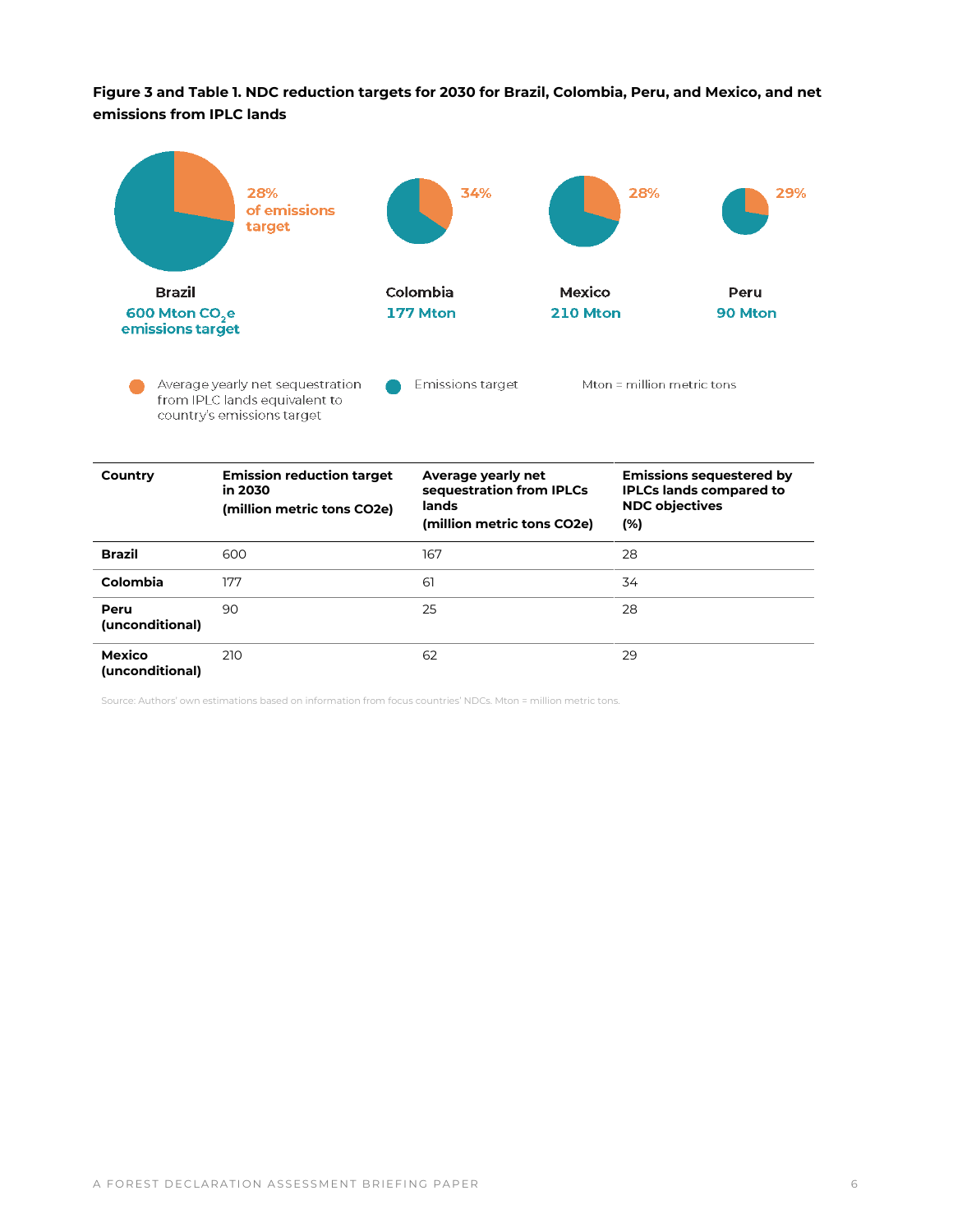**Figure 3 and Table 1. NDC reduction targets for 2030 for Brazil, Colombia, Peru, and Mexico, and net emissions from IPLC lands**

28% of emissions target

**Brazil**
600 Mton $CO_2e$ emissions target

34%

**Colombia**
177 Mton

28%

**Mexico**
210 Mton

29%

**Peru**
90 Mton

Average yearly net sequestration from IPLC lands equivalent to country's emissions target

Emissions target

Mton = million metric tons

| Country | Emission reduction target in 2030 (million metric tons CO2e) | Average yearly net sequestration from IPLCs lands (million metric tons CO2e) | Emissions sequestered by IPLCs lands compared to NDC objectives (%) |
|---|---|---|---|
| **Brazil** | 600 | 167 | 28 |
| **Colombia** | 177 | 61 | 34 |
| **Peru (unconditional)** | 90 | 25 | 28 |
| **Mexico (unconditional)** | 210 | 62 | 29 |

Source: Authors' own estimations based on information from focus countries' NDCs. Mton = million metric tons.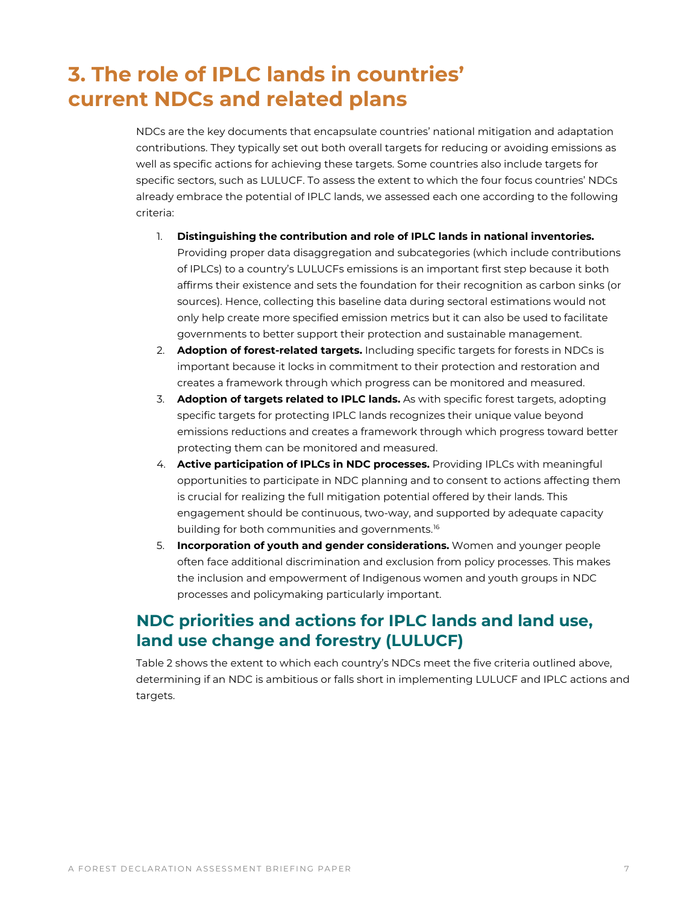# 3. The role of IPLC lands in countries' current NDCs and related plans

NDCs are the key documents that encapsulate countries' national mitigation and adaptation contributions. They typically set out both overall targets for reducing or avoiding emissions as well as specific actions for achieving these targets. Some countries also include targets for specific sectors, such as LULUCF. To assess the extent to which the four focus countries' NDCs already embrace the potential of IPLC lands, we assessed each one according to the following criteria:

1. **Distinguishing the contribution and role of IPLC lands in national inventories.** Providing proper data disaggregation and subcategories (which include contributions of IPLCs) to a country's LULUCFs emissions is an important first step because it both affirms their existence and sets the foundation for their recognition as carbon sinks (or sources). Hence, collecting this baseline data during sectoral estimations would not only help create more specified emission metrics but it can also be used to facilitate governments to better support their protection and sustainable management.
2. **Adoption of forest-related targets.** Including specific targets for forests in NDCs is important because it locks in commitment to their protection and restoration and creates a framework through which progress can be monitored and measured.
3. **Adoption of targets related to IPLC lands.** As with specific forest targets, adopting specific targets for protecting IPLC lands recognizes their unique value beyond emissions reductions and creates a framework through which progress toward better protecting them can be monitored and measured.
4. **Active participation of IPLCs in NDC processes.** Providing IPLCs with meaningful opportunities to participate in NDC planning and to consent to actions affecting them is crucial for realizing the full mitigation potential offered by their lands. This engagement should be continuous, two-way, and supported by adequate capacity building for both communities and governments.[16]
5. **Incorporation of youth and gender considerations.** Women and younger people often face additional discrimination and exclusion from policy processes. This makes the inclusion and empowerment of Indigenous women and youth groups in NDC processes and policymaking particularly important.

## NDC priorities and actions for IPLC lands and land use, land use change and forestry (LULUCF)

Table 2 shows the extent to which each country's NDCs meet the five criteria outlined above, determining if an NDC is ambitious or falls short in implementing LULUCF and IPLC actions and targets.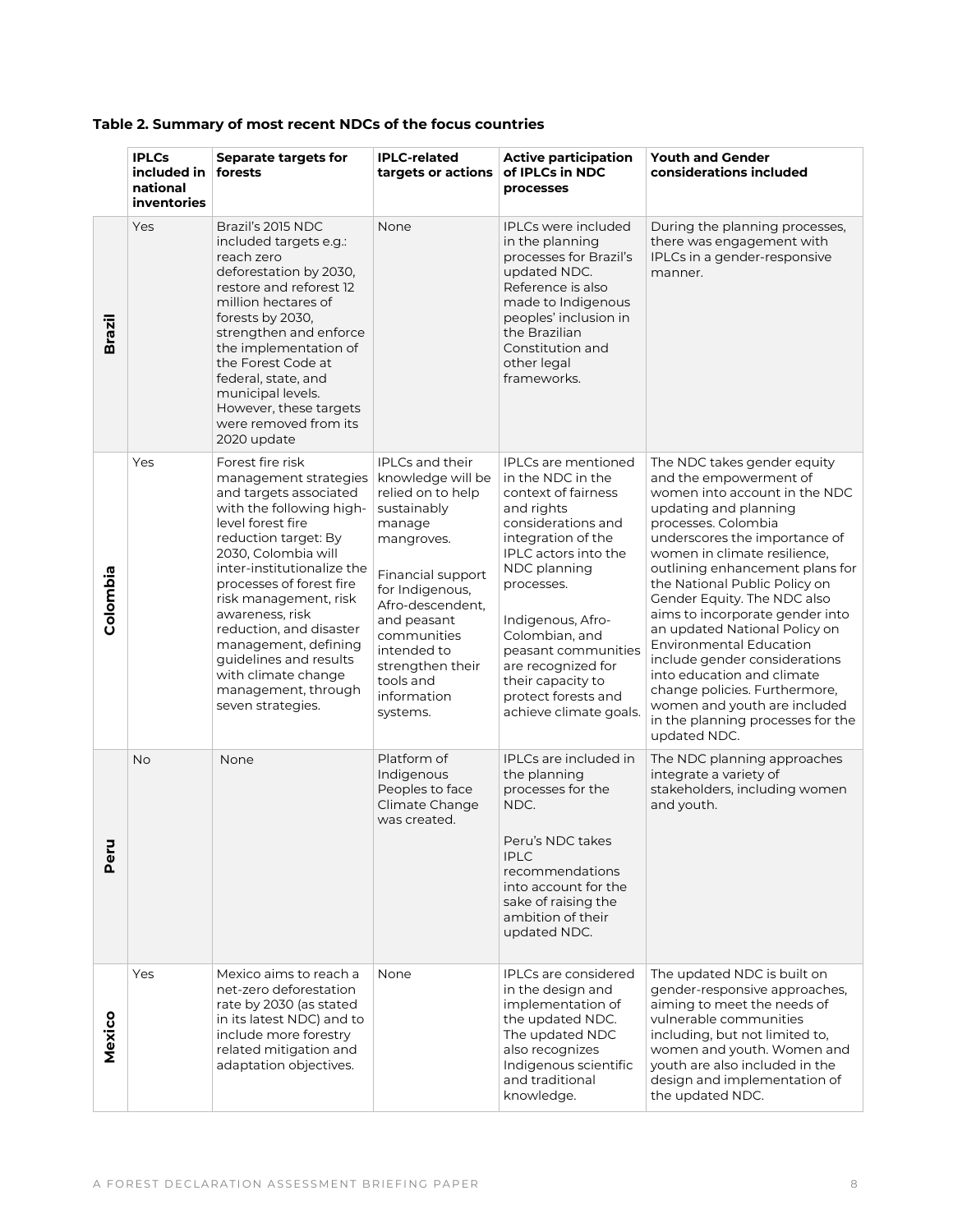**Table 2. Summary of most recent NDCs of the focus countries**

| | IPLCs included in national inventories | Separate targets for forests | IPLC-related targets or actions | Active participation of IPLCs in NDC processes | Youth and Gender considerations included |
|---|---|---|---|---|---|
| **Brazil** | Yes | Brazil's 2015 NDC included targets e.g.: reach zero deforestation by 2030, restore and reforest 12 million hectares of forests by 2030, strengthen and enforce the implementation of the Forest Code at federal, state, and municipal levels. However, these targets were removed from its 2020 update | None | IPLCs were included in the planning processes for Brazil's updated NDC. Reference is also made to Indigenous peoples' inclusion in the Brazilian Constitution and other legal frameworks. | During the planning processes, there was engagement with IPLCs in a gender-responsive manner. |
| **Colombia** | Yes | Forest fire risk management strategies and targets associated with the following high-level forest fire reduction target: By 2030, Colombia will inter-institutionalize the processes of forest fire risk management, risk awareness, risk reduction, and disaster management, defining guidelines and results with climate change management, through seven strategies. | IPLCs and their knowledge will be relied on to help sustainably manage mangroves.<br><br>Financial support for Indigenous, Afro-descendent, and peasant communities intended to strengthen their tools and information systems. | IPLCs are mentioned in the NDC in the context of fairness and rights considerations and integration of the IPLC actors into the NDC planning processes.<br><br>Indigenous, Afro-Colombian, and peasant communities are recognized for their capacity to protect forests and achieve climate goals. | The NDC takes gender equity and the empowerment of women into account in the NDC updating and planning processes. Colombia underscores the importance of women in climate resilience, outlining enhancement plans for the National Public Policy on Gender Equity. The NDC also aims to incorporate gender into an updated National Policy on Environmental Education include gender considerations into education and climate change policies. Furthermore, women and youth are included in the planning processes for the updated NDC. |
| **Peru** | No | None | Platform of Indigenous Peoples to face Climate Change was created. | IPLCs are included in the planning processes for the NDC.<br><br>Peru's NDC takes IPLC recommendations into account for the sake of raising the ambition of their updated NDC. | The NDC planning approaches integrate a variety of stakeholders, including women and youth. |
| **Mexico** | Yes | Mexico aims to reach a net-zero deforestation rate by 2030 (as stated in its latest NDC) and to include more forestry related mitigation and adaptation objectives. | None | IPLCs are considered in the design and implementation of the updated NDC. The updated NDC also recognizes Indigenous scientific and traditional knowledge. | The updated NDC is built on gender-responsive approaches, aiming to meet the needs of vulnerable communities including, but not limited to, women and youth. Women and youth are also included in the design and implementation of the updated NDC. |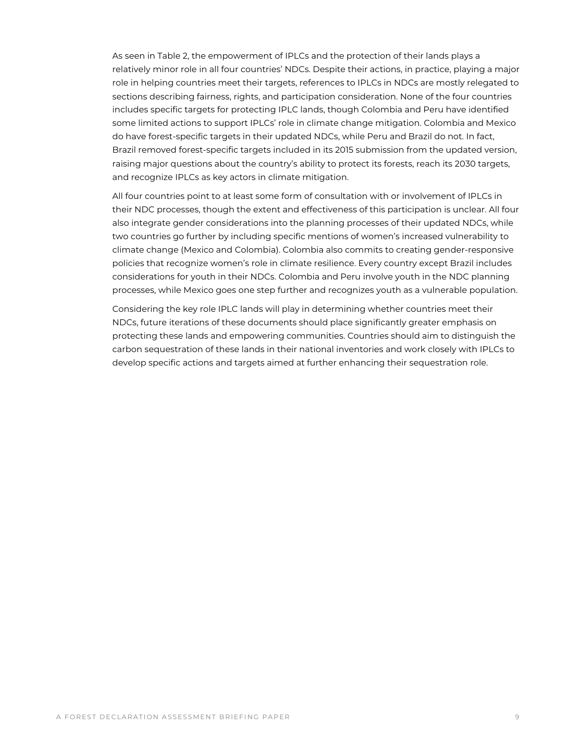As seen in Table 2, the empowerment of IPLCs and the protection of their lands plays a relatively minor role in all four countries' NDCs. Despite their actions, in practice, playing a major role in helping countries meet their targets, references to IPLCs in NDCs are mostly relegated to sections describing fairness, rights, and participation consideration. None of the four countries includes specific targets for protecting IPLC lands, though Colombia and Peru have identified some limited actions to support IPLCs' role in climate change mitigation. Colombia and Mexico do have forest-specific targets in their updated NDCs, while Peru and Brazil do not. In fact, Brazil removed forest-specific targets included in its 2015 submission from the updated version, raising major questions about the country's ability to protect its forests, reach its 2030 targets, and recognize IPLCs as key actors in climate mitigation.

All four countries point to at least some form of consultation with or involvement of IPLCs in their NDC processes, though the extent and effectiveness of this participation is unclear. All four also integrate gender considerations into the planning processes of their updated NDCs, while two countries go further by including specific mentions of women's increased vulnerability to climate change (Mexico and Colombia). Colombia also commits to creating gender-responsive policies that recognize women's role in climate resilience. Every country except Brazil includes considerations for youth in their NDCs. Colombia and Peru involve youth in the NDC planning processes, while Mexico goes one step further and recognizes youth as a vulnerable population.

Considering the key role IPLC lands will play in determining whether countries meet their NDCs, future iterations of these documents should place significantly greater emphasis on protecting these lands and empowering communities. Countries should aim to distinguish the carbon sequestration of these lands in their national inventories and work closely with IPLCs to develop specific actions and targets aimed at further enhancing their sequestration role.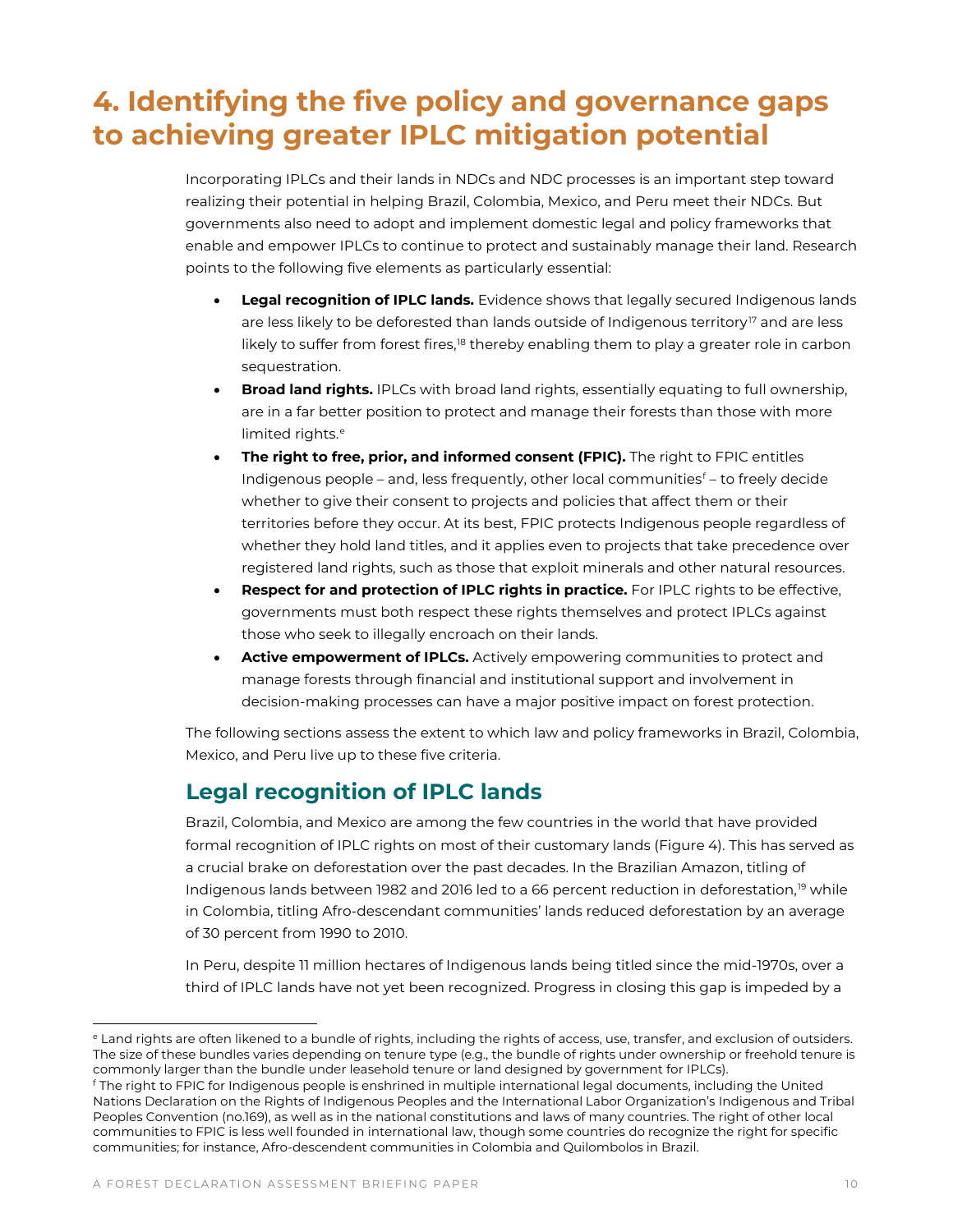# 4. Identifying the five policy and governance gaps to achieving greater IPLC mitigation potential

Incorporating IPLCs and their lands in NDCs and NDC processes is an important step toward realizing their potential in helping Brazil, Colombia, Mexico, and Peru meet their NDCs. But governments also need to adopt and implement domestic legal and policy frameworks that enable and empower IPLCs to continue to protect and sustainably manage their land. Research points to the following five elements as particularly essential:

- **Legal recognition of IPLC lands.** Evidence shows that legally secured Indigenous lands are less likely to be deforested than lands outside of Indigenous territory[17] and are less likely to suffer from forest fires,[18] thereby enabling them to play a greater role in carbon sequestration.
- **Broad land rights.** IPLCs with broad land rights, essentially equating to full ownership, are in a far better position to protect and manage their forests than those with more limited rights.[e]
- **The right to free, prior, and informed consent (FPIC).** The right to FPIC entitles Indigenous people – and, less frequently, other local communities[f] – to freely decide whether to give their consent to projects and policies that affect them or their territories before they occur. At its best, FPIC protects Indigenous people regardless of whether they hold land titles, and it applies even to projects that take precedence over registered land rights, such as those that exploit minerals and other natural resources.
- **Respect for and protection of IPLC rights in practice.** For IPLC rights to be effective, governments must both respect these rights themselves and protect IPLCs against those who seek to illegally encroach on their lands.
- **Active empowerment of IPLCs.** Actively empowering communities to protect and manage forests through financial and institutional support and involvement in decision-making processes can have a major positive impact on forest protection.

The following sections assess the extent to which law and policy frameworks in Brazil, Colombia, Mexico, and Peru live up to these five criteria.

## Legal recognition of IPLC lands

Brazil, Colombia, and Mexico are among the few countries in the world that have provided formal recognition of IPLC rights on most of their customary lands (Figure 4). This has served as a crucial brake on deforestation over the past decades. In the Brazilian Amazon, titling of Indigenous lands between 1982 and 2016 led to a 66 percent reduction in deforestation,[19] while in Colombia, titling Afro-descendant communities' lands reduced deforestation by an average of 30 percent from 1990 to 2010.

In Peru, despite 11 million hectares of Indigenous lands being titled since the mid-1970s, over a third of IPLC lands have not yet been recognized. Progress in closing this gap is impeded by a

---

[e] Land rights are often likened to a bundle of rights, including the rights of access, use, transfer, and exclusion of outsiders. The size of these bundles varies depending on tenure type (e.g., the bundle of rights under ownership or freehold tenure is commonly larger than the bundle under leasehold tenure or land designed by government for IPLCs).

[f] The right to FPIC for Indigenous people is enshrined in multiple international legal documents, including the United Nations Declaration on the Rights of Indigenous Peoples and the International Labor Organization's Indigenous and Tribal Peoples Convention (no.169), as well as in the national constitutions and laws of many countries. The right of other local communities to FPIC is less well founded in international law, though some countries do recognize the right for specific communities; for instance, Afro-descendent communities in Colombia and Quilombolos in Brazil.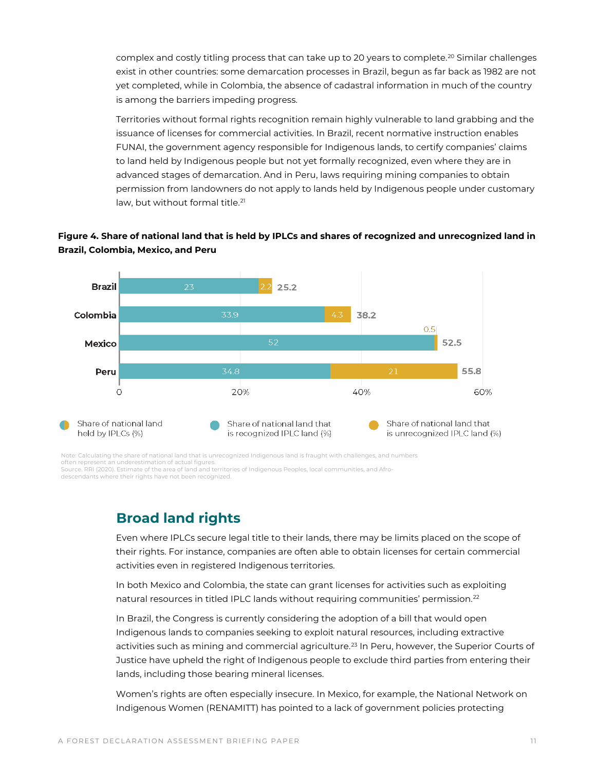complex and costly titling process that can take up to 20 years to complete.[20] Similar challenges exist in other countries: some demarcation processes in Brazil, begun as far back as 1982 are not yet completed, while in Colombia, the absence of cadastral information in much of the country is among the barriers impeding progress.

Territories without formal rights recognition remain highly vulnerable to land grabbing and the issuance of licenses for commercial activities. In Brazil, recent normative instruction enables FUNAI, the government agency responsible for Indigenous lands, to certify companies' claims to land held by Indigenous people but not yet formally recognized, even where they are in advanced stages of demarcation. And in Peru, laws requiring mining companies to obtain permission from landowners do not apply to lands held by Indigenous people under customary law, but without formal title.[21]

**Figure 4. Share of national land that is held by IPLCs and shares of recognized and unrecognized land in Brazil, Colombia, Mexico, and Peru**

| Country | Share of national land that is recognized IPLC land (%) | Share of national land that is unrecognized IPLC land (%) | Share of national land held by IPLCs (%) |
|---|---|---|---|
| Brazil | 23 | 2.2 | 25.2 |
| Colombia | 33.9 | 4.3 | 38.2 |
| Mexico | 52 | 0.5 | 52.5 |
| Peru | 34.8 | 21 | 55.8 |

Note: Calculating the share of national land that is unrecognized Indigenous land is fraught with challenges, and numbers often represent an underestimation of actual figures.
Source. RRI (2020). Estimate of the area of land and territories of Indigenous Peoples, local communities, and Afro-descendants where their rights have not been recognized.

## Broad land rights

Even where IPLCs secure legal title to their lands, there may be limits placed on the scope of their rights. For instance, companies are often able to obtain licenses for certain commercial activities even in registered Indigenous territories.

In both Mexico and Colombia, the state can grant licenses for activities such as exploiting natural resources in titled IPLC lands without requiring communities' permission.[22]

In Brazil, the Congress is currently considering the adoption of a bill that would open Indigenous lands to companies seeking to exploit natural resources, including extractive activities such as mining and commercial agriculture.[23] In Peru, however, the Superior Courts of Justice have upheld the right of Indigenous people to exclude third parties from entering their lands, including those bearing mineral licenses.

Women's rights are often especially insecure. In Mexico, for example, the National Network on Indigenous Women (RENAMITT) has pointed to a lack of government policies protecting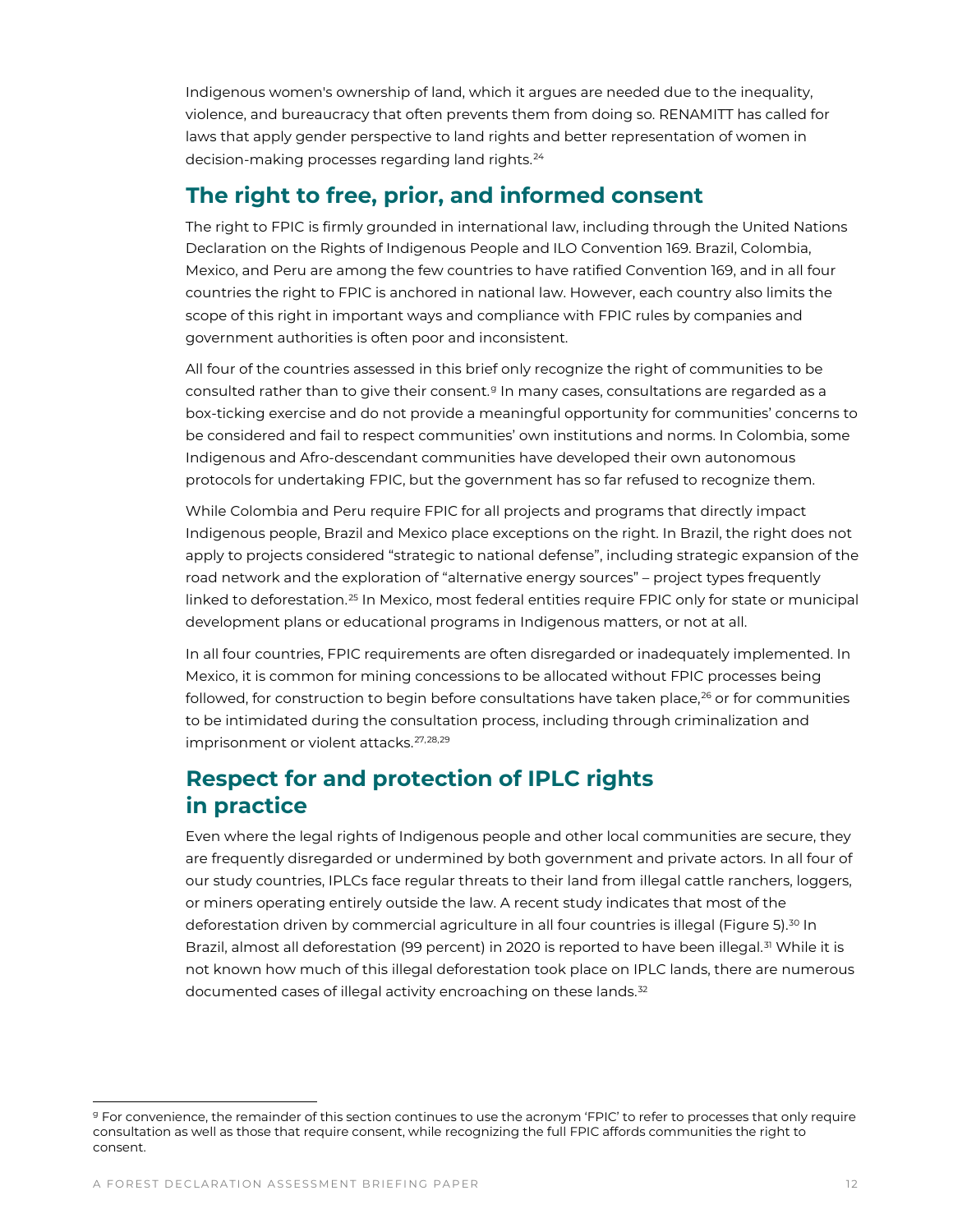Indigenous women's ownership of land, which it argues are needed due to the inequality, violence, and bureaucracy that often prevents them from doing so. RENAMITT has called for laws that apply gender perspective to land rights and better representation of women in decision-making processes regarding land rights.[24]

## The right to free, prior, and informed consent

The right to FPIC is firmly grounded in international law, including through the United Nations Declaration on the Rights of Indigenous People and ILO Convention 169. Brazil, Colombia, Mexico, and Peru are among the few countries to have ratified Convention 169, and in all four countries the right to FPIC is anchored in national law. However, each country also limits the scope of this right in important ways and compliance with FPIC rules by companies and government authorities is often poor and inconsistent.

All four of the countries assessed in this brief only recognize the right of communities to be consulted rather than to give their consent.[9] In many cases, consultations are regarded as a box-ticking exercise and do not provide a meaningful opportunity for communities' concerns to be considered and fail to respect communities' own institutions and norms. In Colombia, some Indigenous and Afro-descendant communities have developed their own autonomous protocols for undertaking FPIC, but the government has so far refused to recognize them.

While Colombia and Peru require FPIC for all projects and programs that directly impact Indigenous people, Brazil and Mexico place exceptions on the right. In Brazil, the right does not apply to projects considered "strategic to national defense", including strategic expansion of the road network and the exploration of "alternative energy sources" – project types frequently linked to deforestation.[25] In Mexico, most federal entities require FPIC only for state or municipal development plans or educational programs in Indigenous matters, or not at all.

In all four countries, FPIC requirements are often disregarded or inadequately implemented. In Mexico, it is common for mining concessions to be allocated without FPIC processes being followed, for construction to begin before consultations have taken place,[26] or for communities to be intimidated during the consultation process, including through criminalization and imprisonment or violent attacks.[27,28,29]

## Respect for and protection of IPLC rights in practice

Even where the legal rights of Indigenous people and other local communities are secure, they are frequently disregarded or undermined by both government and private actors. In all four of our study countries, IPLCs face regular threats to their land from illegal cattle ranchers, loggers, or miners operating entirely outside the law. A recent study indicates that most of the deforestation driven by commercial agriculture in all four countries is illegal (Figure 5).[30] In Brazil, almost all deforestation (99 percent) in 2020 is reported to have been illegal.[31] While it is not known how much of this illegal deforestation took place on IPLC lands, there are numerous documented cases of illegal activity encroaching on these lands.[32]

---

[9] For convenience, the remainder of this section continues to use the acronym 'FPIC' to refer to processes that only require consultation as well as those that require consent, while recognizing the full FPIC affords communities the right to consent.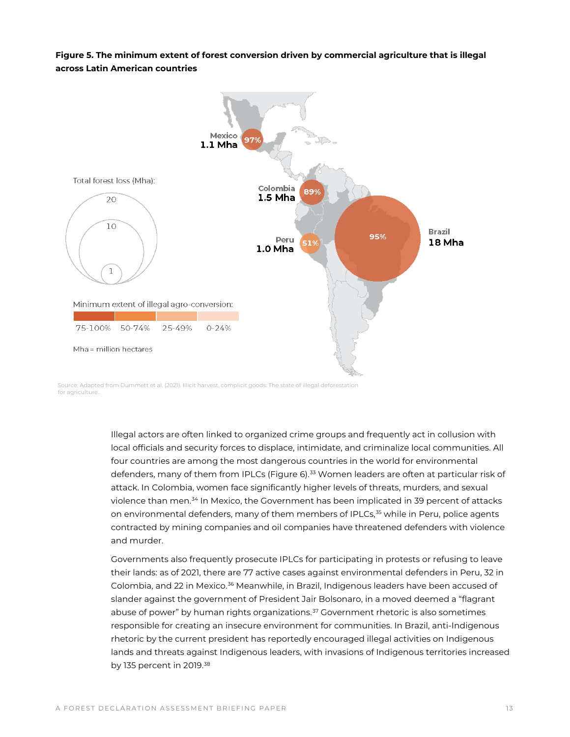**Figure 5. The minimum extent of forest conversion driven by commercial agriculture that is illegal across Latin American countries**

Total forest loss (Mha):

20

10

1

Minimum extent of illegal agro-conversion:

75-100% 50-74% 25-49% 0-24%

Mha = million hectares

Mexico 1.1 Mha 97%

Colombia 1.5 Mha 89%

Peru 1.0 Mha 51%

Brazil 18 Mha 95%

Source: Adapted from Dummett et al. (2021). Illicit harvest, complicit goods: The state of illegal deforestation for agriculture..

Illegal actors are often linked to organized crime groups and frequently act in collusion with local officials and security forces to displace, intimidate, and criminalize local communities. All four countries are among the most dangerous countries in the world for environmental defenders, many of them from IPLCs (Figure 6).[33] Women leaders are often at particular risk of attack. In Colombia, women face significantly higher levels of threats, murders, and sexual violence than men.[34] In Mexico, the Government has been implicated in 39 percent of attacks on environmental defenders, many of them members of IPLCs,[35] while in Peru, police agents contracted by mining companies and oil companies have threatened defenders with violence and murder.

Governments also frequently prosecute IPLCs for participating in protests or refusing to leave their lands: as of 2021, there are 77 active cases against environmental defenders in Peru, 32 in Colombia, and 22 in Mexico.[36] Meanwhile, in Brazil, Indigenous leaders have been accused of slander against the government of President Jair Bolsonaro, in a moved deemed a "flagrant abuse of power" by human rights organizations.[37] Government rhetoric is also sometimes responsible for creating an insecure environment for communities. In Brazil, anti-Indigenous rhetoric by the current president has reportedly encouraged illegal activities on Indigenous lands and threats against Indigenous leaders, with invasions of Indigenous territories increased by 135 percent in 2019.[38]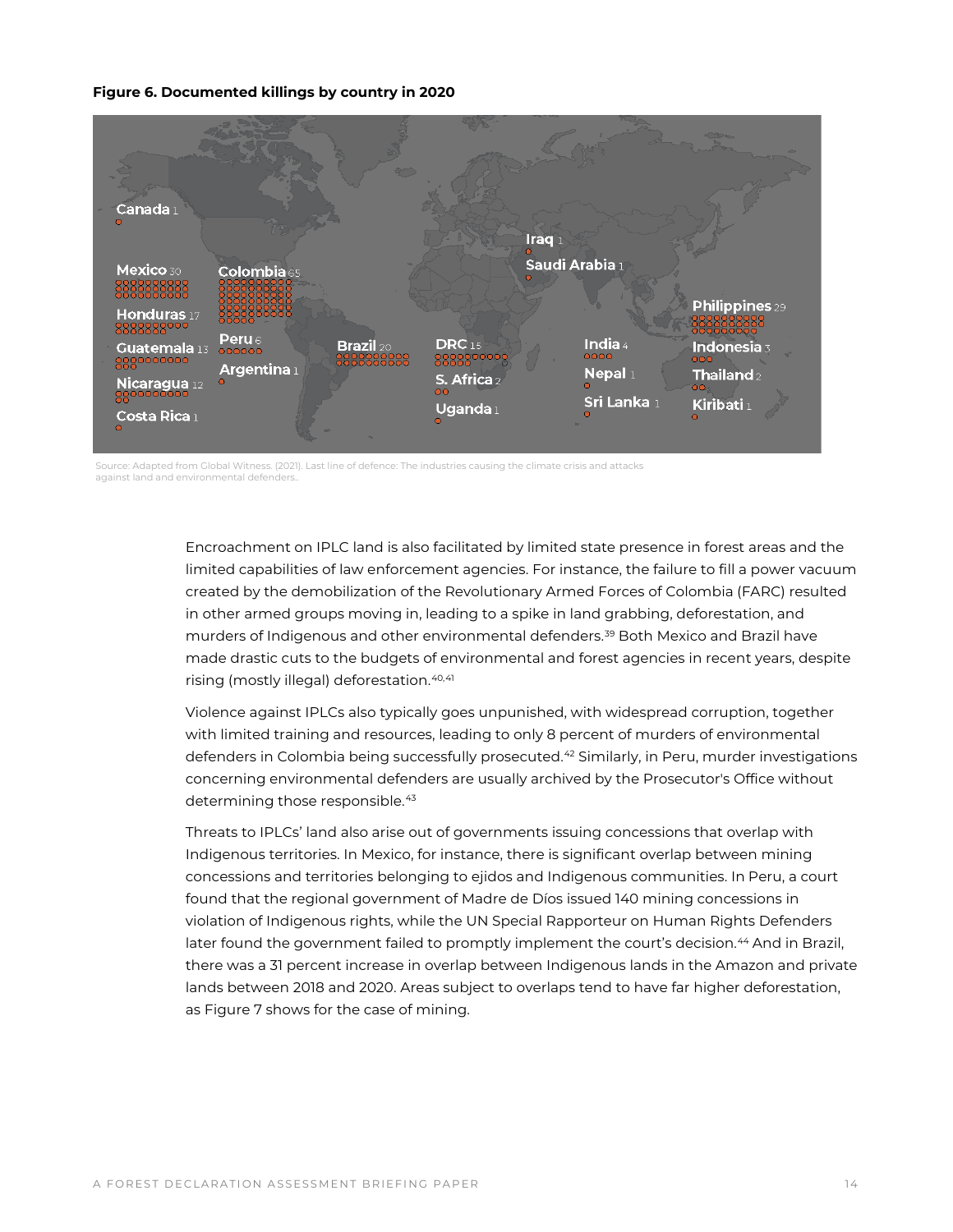**Figure 6. Documented killings by country in 2020**

Canada 1

Mexico 30

Colombia 65

Honduras 17

Guatemala 13

Nicaragua 12

Costa Rica 1

Peru 6

Argentina 1

Brazil 20

DRC 15

S. Africa 2

Uganda 1

Iraq 1

Saudi Arabia 1

India 4

Nepal 1

Sri Lanka 1

Philippines 29

Indonesia 3

Thailand 2

Kiribati 1

Source: Adapted from Global Witness. (2021). Last line of defence: The industries causing the climate crisis and attacks against land and environmental defenders..

Encroachment on IPLC land is also facilitated by limited state presence in forest areas and the limited capabilities of law enforcement agencies. For instance, the failure to fill a power vacuum created by the demobilization of the Revolutionary Armed Forces of Colombia (FARC) resulted in other armed groups moving in, leading to a spike in land grabbing, deforestation, and murders of Indigenous and other environmental defenders.[39] Both Mexico and Brazil have made drastic cuts to the budgets of environmental and forest agencies in recent years, despite rising (mostly illegal) deforestation.[40,41]

Violence against IPLCs also typically goes unpunished, with widespread corruption, together with limited training and resources, leading to only 8 percent of murders of environmental defenders in Colombia being successfully prosecuted.[42] Similarly, in Peru, murder investigations concerning environmental defenders are usually archived by the Prosecutor's Office without determining those responsible.[43]

Threats to IPLCs' land also arise out of governments issuing concessions that overlap with Indigenous territories. In Mexico, for instance, there is significant overlap between mining concessions and territories belonging to ejidos and Indigenous communities. In Peru, a court found that the regional government of Madre de Díos issued 140 mining concessions in violation of Indigenous rights, while the UN Special Rapporteur on Human Rights Defenders later found the government failed to promptly implement the court's decision.[44] And in Brazil, there was a 31 percent increase in overlap between Indigenous lands in the Amazon and private lands between 2018 and 2020. Areas subject to overlaps tend to have far higher deforestation, as Figure 7 shows for the case of mining.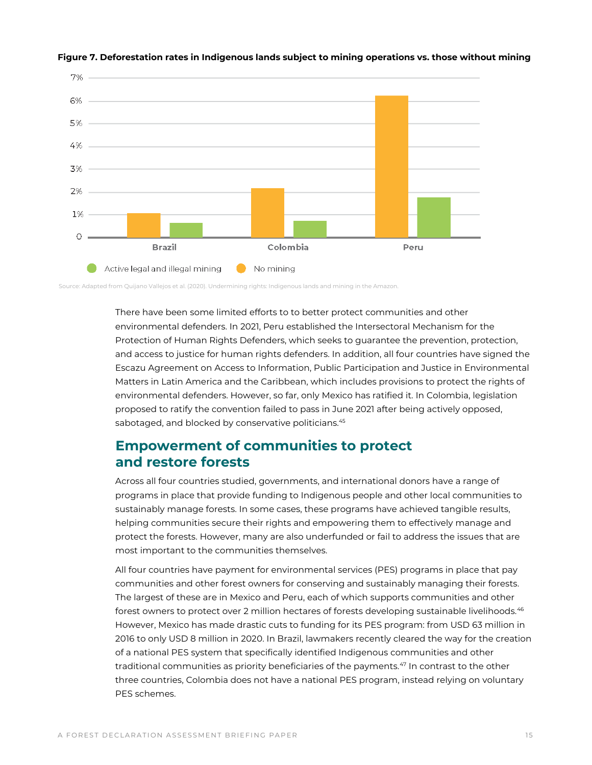**Figure 7. Deforestation rates in Indigenous lands subject to mining operations vs. those without mining**

| Country | No mining | Active legal and illegal mining |
|---|---|---|
| Brazil | ~1.1% | ~0.65% |
| Colombia | ~2.2% | ~0.75% |
| Peru | ~6.25% | ~1.8% |

Source: Adapted from Quijano Vallejos et al. (2020). Undermining rights: Indigenous lands and mining in the Amazon.

There have been some limited efforts to to better protect communities and other environmental defenders. In 2021, Peru established the Intersectoral Mechanism for the Protection of Human Rights Defenders, which seeks to guarantee the prevention, protection, and access to justice for human rights defenders. In addition, all four countries have signed the Escazu Agreement on Access to Information, Public Participation and Justice in Environmental Matters in Latin America and the Caribbean, which includes provisions to protect the rights of environmental defenders. However, so far, only Mexico has ratified it. In Colombia, legislation proposed to ratify the convention failed to pass in June 2021 after being actively opposed, sabotaged, and blocked by conservative politicians.[45]

## Empowerment of communities to protect and restore forests

Across all four countries studied, governments, and international donors have a range of programs in place that provide funding to Indigenous people and other local communities to sustainably manage forests. In some cases, these programs have achieved tangible results, helping communities secure their rights and empowering them to effectively manage and protect the forests. However, many are also underfunded or fail to address the issues that are most important to the communities themselves.

All four countries have payment for environmental services (PES) programs in place that pay communities and other forest owners for conserving and sustainably managing their forests. The largest of these are in Mexico and Peru, each of which supports communities and other forest owners to protect over 2 million hectares of forests developing sustainable livelihoods.[46] However, Mexico has made drastic cuts to funding for its PES program: from USD 63 million in 2016 to only USD 8 million in 2020. In Brazil, lawmakers recently cleared the way for the creation of a national PES system that specifically identified Indigenous communities and other traditional communities as priority beneficiaries of the payments.[47] In contrast to the other three countries, Colombia does not have a national PES program, instead relying on voluntary PES schemes.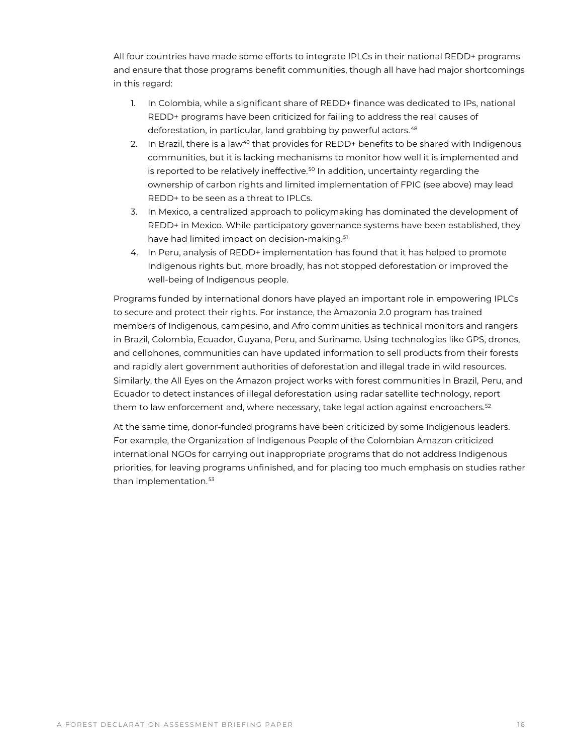All four countries have made some efforts to integrate IPLCs in their national REDD+ programs and ensure that those programs benefit communities, though all have had major shortcomings in this regard:

1. In Colombia, while a significant share of REDD+ finance was dedicated to IPs, national REDD+ programs have been criticized for failing to address the real causes of deforestation, in particular, land grabbing by powerful actors.[48]
2. In Brazil, there is a law[49] that provides for REDD+ benefits to be shared with Indigenous communities, but it is lacking mechanisms to monitor how well it is implemented and is reported to be relatively ineffective.[50] In addition, uncertainty regarding the ownership of carbon rights and limited implementation of FPIC (see above) may lead REDD+ to be seen as a threat to IPLCs.
3. In Mexico, a centralized approach to policymaking has dominated the development of REDD+ in Mexico. While participatory governance systems have been established, they have had limited impact on decision-making.[51]
4. In Peru, analysis of REDD+ implementation has found that it has helped to promote Indigenous rights but, more broadly, has not stopped deforestation or improved the well-being of Indigenous people.

Programs funded by international donors have played an important role in empowering IPLCs to secure and protect their rights. For instance, the Amazonia 2.0 program has trained members of Indigenous, campesino, and Afro communities as technical monitors and rangers in Brazil, Colombia, Ecuador, Guyana, Peru, and Suriname. Using technologies like GPS, drones, and cellphones, communities can have updated information to sell products from their forests and rapidly alert government authorities of deforestation and illegal trade in wild resources. Similarly, the All Eyes on the Amazon project works with forest communities In Brazil, Peru, and Ecuador to detect instances of illegal deforestation using radar satellite technology, report them to law enforcement and, where necessary, take legal action against encroachers.[52]

At the same time, donor-funded programs have been criticized by some Indigenous leaders. For example, the Organization of Indigenous People of the Colombian Amazon criticized international NGOs for carrying out inappropriate programs that do not address Indigenous priorities, for leaving programs unfinished, and for placing too much emphasis on studies rather than implementation.[53]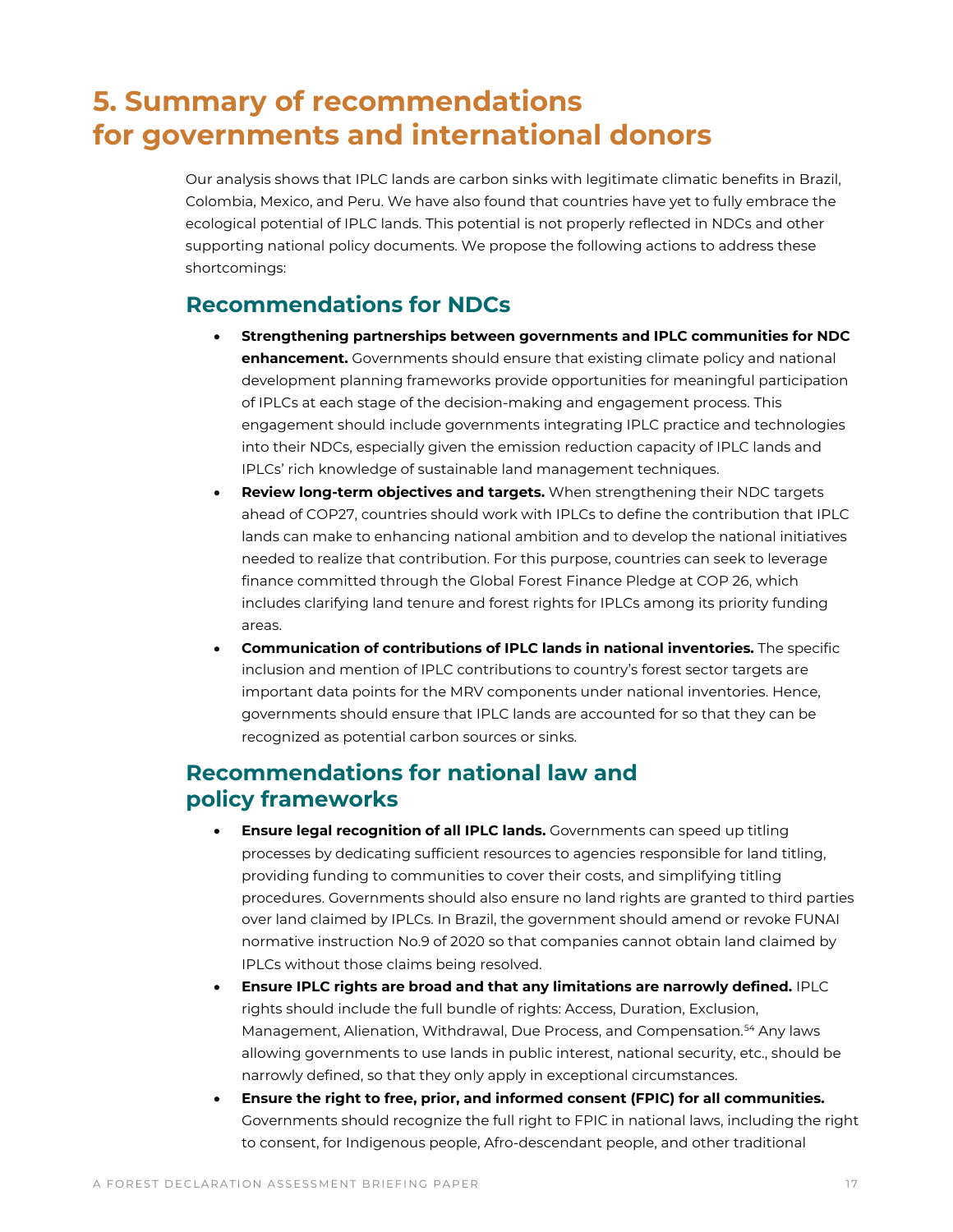# 5. Summary of recommendations for governments and international donors

Our analysis shows that IPLC lands are carbon sinks with legitimate climatic benefits in Brazil, Colombia, Mexico, and Peru. We have also found that countries have yet to fully embrace the ecological potential of IPLC lands. This potential is not properly reflected in NDCs and other supporting national policy documents. We propose the following actions to address these shortcomings:

## Recommendations for NDCs

- **Strengthening partnerships between governments and IPLC communities for NDC enhancement.** Governments should ensure that existing climate policy and national development planning frameworks provide opportunities for meaningful participation of IPLCs at each stage of the decision-making and engagement process. This engagement should include governments integrating IPLC practice and technologies into their NDCs, especially given the emission reduction capacity of IPLC lands and IPLCs' rich knowledge of sustainable land management techniques.
- **Review long-term objectives and targets.** When strengthening their NDC targets ahead of COP27, countries should work with IPLCs to define the contribution that IPLC lands can make to enhancing national ambition and to develop the national initiatives needed to realize that contribution. For this purpose, countries can seek to leverage finance committed through the Global Forest Finance Pledge at COP 26, which includes clarifying land tenure and forest rights for IPLCs among its priority funding areas.
- **Communication of contributions of IPLC lands in national inventories.** The specific inclusion and mention of IPLC contributions to country's forest sector targets are important data points for the MRV components under national inventories. Hence, governments should ensure that IPLC lands are accounted for so that they can be recognized as potential carbon sources or sinks.

## Recommendations for national law and policy frameworks

- **Ensure legal recognition of all IPLC lands.** Governments can speed up titling processes by dedicating sufficient resources to agencies responsible for land titling, providing funding to communities to cover their costs, and simplifying titling procedures. Governments should also ensure no land rights are granted to third parties over land claimed by IPLCs. In Brazil, the government should amend or revoke FUNAI normative instruction No.9 of 2020 so that companies cannot obtain land claimed by IPLCs without those claims being resolved.
- **Ensure IPLC rights are broad and that any limitations are narrowly defined.** IPLC rights should include the full bundle of rights: Access, Duration, Exclusion, Management, Alienation, Withdrawal, Due Process, and Compensation.[54] Any laws allowing governments to use lands in public interest, national security, etc., should be narrowly defined, so that they only apply in exceptional circumstances.
- **Ensure the right to free, prior, and informed consent (FPIC) for all communities.** Governments should recognize the full right to FPIC in national laws, including the right to consent, for Indigenous people, Afro-descendant people, and other traditional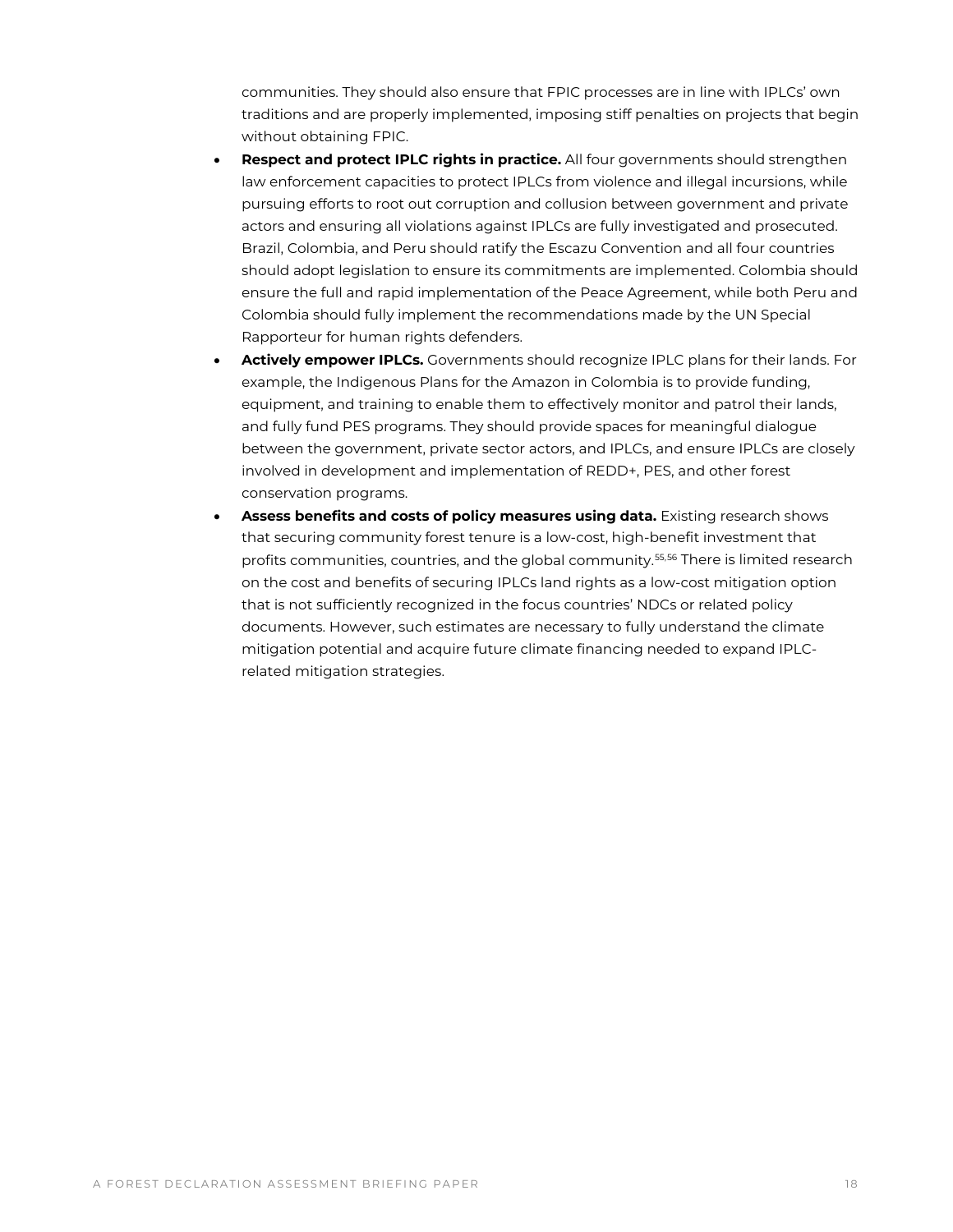communities. They should also ensure that FPIC processes are in line with IPLCs' own traditions and are properly implemented, imposing stiff penalties on projects that begin without obtaining FPIC.

- **Respect and protect IPLC rights in practice.** All four governments should strengthen law enforcement capacities to protect IPLCs from violence and illegal incursions, while pursuing efforts to root out corruption and collusion between government and private actors and ensuring all violations against IPLCs are fully investigated and prosecuted. Brazil, Colombia, and Peru should ratify the Escazu Convention and all four countries should adopt legislation to ensure its commitments are implemented. Colombia should ensure the full and rapid implementation of the Peace Agreement, while both Peru and Colombia should fully implement the recommendations made by the UN Special Rapporteur for human rights defenders.
- **Actively empower IPLCs.** Governments should recognize IPLC plans for their lands. For example, the Indigenous Plans for the Amazon in Colombia is to provide funding, equipment, and training to enable them to effectively monitor and patrol their lands, and fully fund PES programs. They should provide spaces for meaningful dialogue between the government, private sector actors, and IPLCs, and ensure IPLCs are closely involved in development and implementation of REDD+, PES, and other forest conservation programs.
- **Assess benefits and costs of policy measures using data.** Existing research shows that securing community forest tenure is a low-cost, high-benefit investment that profits communities, countries, and the global community.[55,56] There is limited research on the cost and benefits of securing IPLCs land rights as a low-cost mitigation option that is not sufficiently recognized in the focus countries' NDCs or related policy documents. However, such estimates are necessary to fully understand the climate mitigation potential and acquire future climate financing needed to expand IPLC-related mitigation strategies.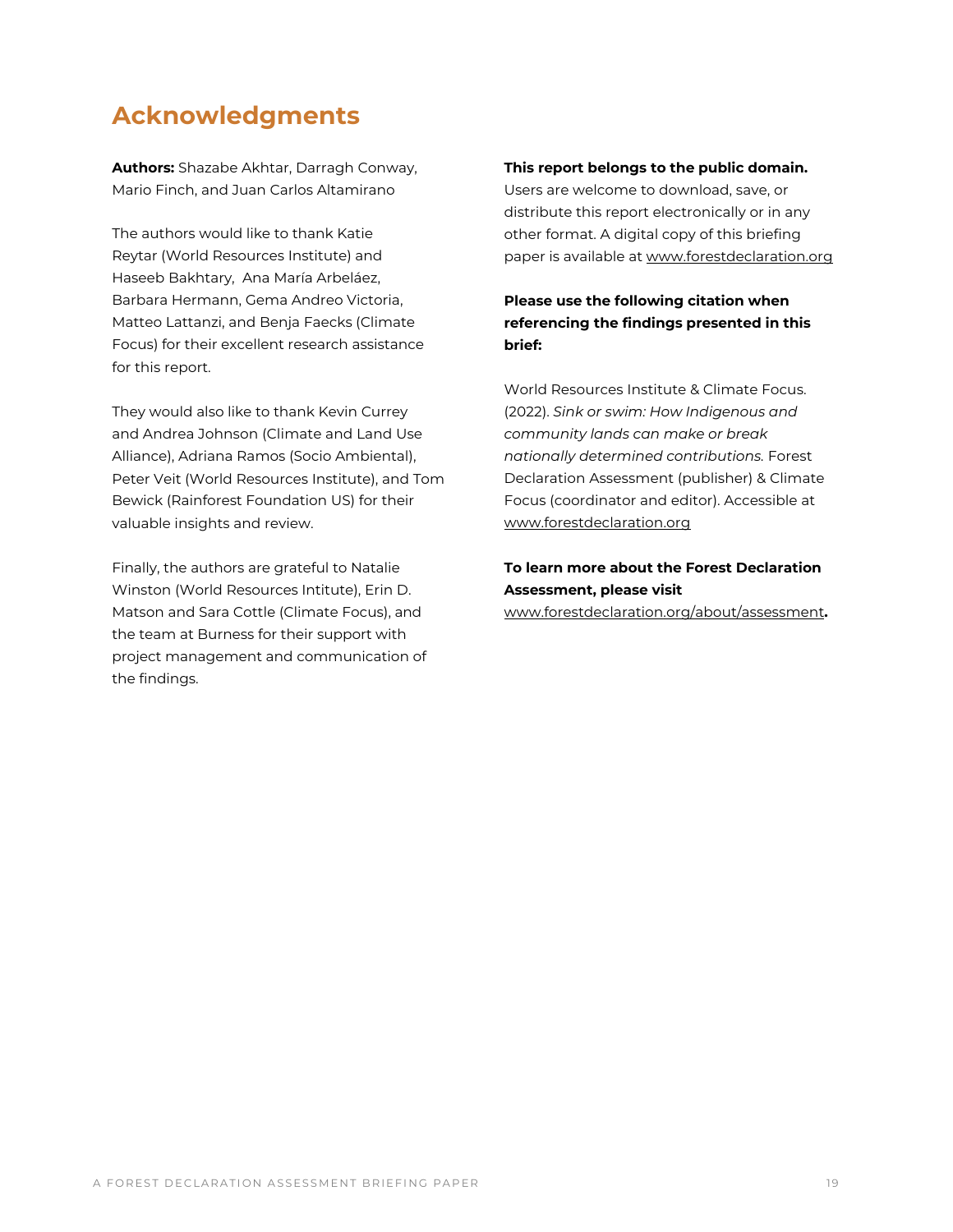## Acknowledgments

**Authors:** Shazabe Akhtar, Darragh Conway, Mario Finch, and Juan Carlos Altamirano

The authors would like to thank Katie Reytar (World Resources Institute) and Haseeb Bakhtary, Ana María Arbeláez, Barbara Hermann, Gema Andreo Victoria, Matteo Lattanzi, and Benja Faecks (Climate Focus) for their excellent research assistance for this report.

They would also like to thank Kevin Currey and Andrea Johnson (Climate and Land Use Alliance), Adriana Ramos (Socio Ambiental), Peter Veit (World Resources Institute), and Tom Bewick (Rainforest Foundation US) for their valuable insights and review.

Finally, the authors are grateful to Natalie Winston (World Resources Intitute), Erin D. Matson and Sara Cottle (Climate Focus), and the team at Burness for their support with project management and communication of the findings.

**This report belongs to the public domain.** Users are welcome to download, save, or distribute this report electronically or in any other format. A digital copy of this briefing paper is available at www.forestdeclaration.org

**Please use the following citation when referencing the findings presented in this brief:**

World Resources Institute & Climate Focus. (2022). *Sink or swim: How Indigenous and community lands can make or break nationally determined contributions.* Forest Declaration Assessment (publisher) & Climate Focus (coordinator and editor). Accessible at www.forestdeclaration.org

**To learn more about the Forest Declaration Assessment, please visit** www.forestdeclaration.org/about/assessment**.**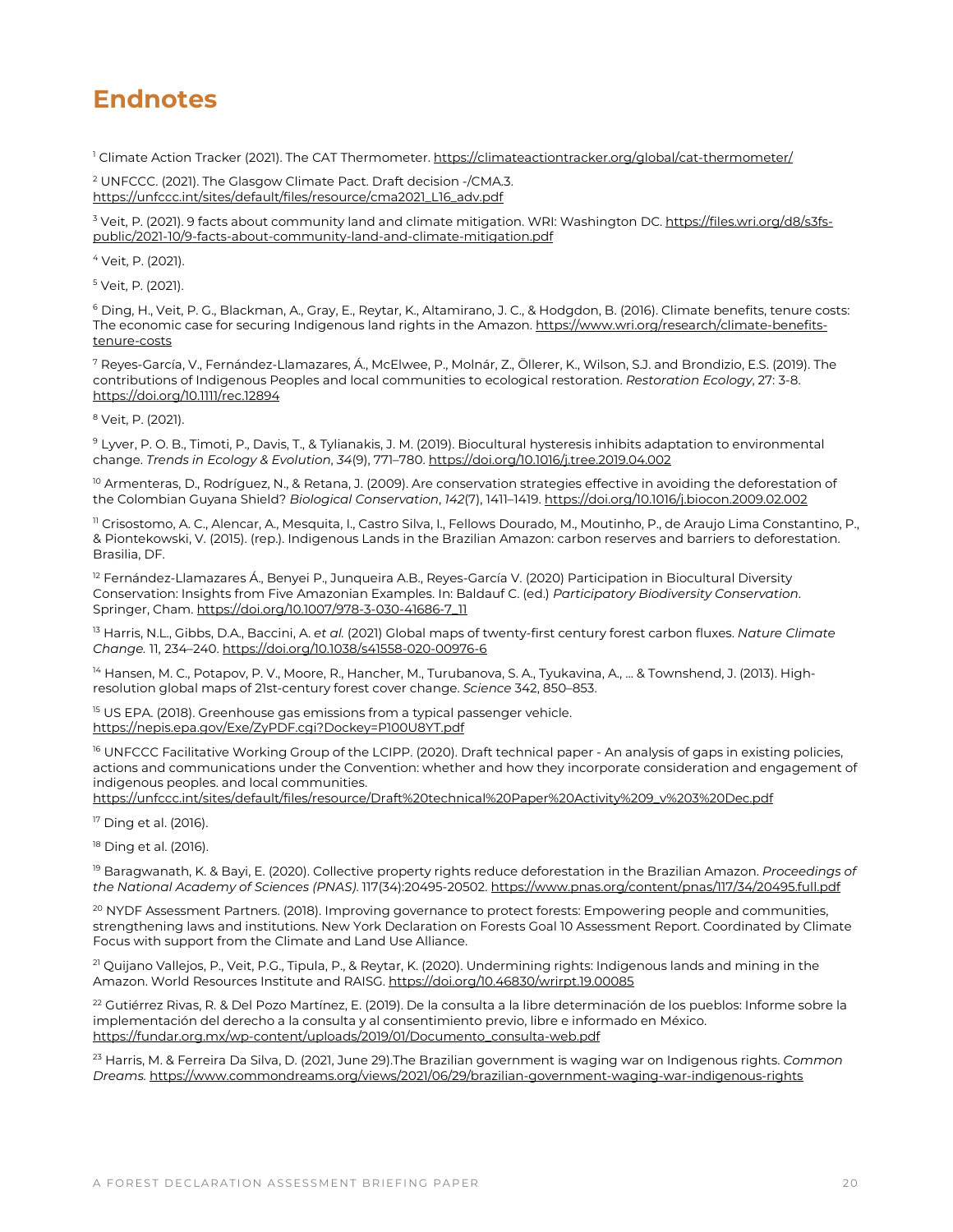# Endnotes

[1] Climate Action Tracker (2021). The CAT Thermometer. https://climateactiontracker.org/global/cat-thermometer/

[2] UNFCCC. (2021). The Glasgow Climate Pact. Draft decision -/CMA.3. https://unfccc.int/sites/default/files/resource/cma2021_L16_adv.pdf

[3] Veit, P. (2021). 9 facts about community land and climate mitigation. WRI: Washington DC. https://files.wri.org/d8/s3fs-public/2021-10/9-facts-about-community-land-and-climate-mitigation.pdf

[4] Veit, P. (2021).

[5] Veit, P. (2021).

[6] Ding, H., Veit, P. G., Blackman, A., Gray, E., Reytar, K., Altamirano, J. C., & Hodgdon, B. (2016). Climate benefits, tenure costs: The economic case for securing Indigenous land rights in the Amazon. https://www.wri.org/research/climate-benefits-tenure-costs

[7] Reyes-García, V., Fernández-Llamazares, Á., McElwee, P., Molnár, Z., Öllerer, K., Wilson, S.J. and Brondizio, E.S. (2019). The contributions of Indigenous Peoples and local communities to ecological restoration. *Restoration Ecology*, 27: 3-8. https://doi.org/10.1111/rec.12894

[8] Veit, P. (2021).

[9] Lyver, P. O. B., Timoti, P., Davis, T., & Tylianakis, J. M. (2019). Biocultural hysteresis inhibits adaptation to environmental change. *Trends in Ecology & Evolution*, *34*(9), 771–780. https://doi.org/10.1016/j.tree.2019.04.002

[10] Armenteras, D., Rodríguez, N., & Retana, J. (2009). Are conservation strategies effective in avoiding the deforestation of the Colombian Guyana Shield? *Biological Conservation*, *142*(7), 1411–1419. https://doi.org/10.1016/j.biocon.2009.02.002

[11] Crisostomo, A. C., Alencar, A., Mesquita, I., Castro Silva, I., Fellows Dourado, M., Moutinho, P., de Araujo Lima Constantino, P., & Piontekowski, V. (2015). (rep.). Indigenous Lands in the Brazilian Amazon: carbon reserves and barriers to deforestation. Brasilia, DF.

[12] Fernández-Llamazares Á., Benyei P., Junqueira A.B., Reyes-García V. (2020) Participation in Biocultural Diversity Conservation: Insights from Five Amazonian Examples. In: Baldauf C. (ed.) *Participatory Biodiversity Conservation*. Springer, Cham. https://doi.org/10.1007/978-3-030-41686-7_11

[13] Harris, N.L., Gibbs, D.A., Baccini, A. *et al.* (2021) Global maps of twenty-first century forest carbon fluxes. *Nature Climate Change.* 11, 234–240. https://doi.org/10.1038/s41558-020-00976-6

[14] Hansen, M. C., Potapov, P. V., Moore, R., Hancher, M., Turubanova, S. A., Tyukavina, A., ... & Townshend, J. (2013). High-resolution global maps of 21st-century forest cover change. *Science* 342, 850–853.

[15] US EPA. (2018). Greenhouse gas emissions from a typical passenger vehicle. https://nepis.epa.gov/Exe/ZyPDF.cgi?Dockey=P100U8YT.pdf

[16] UNFCCC Facilitative Working Group of the LCIPP. (2020). Draft technical paper - An analysis of gaps in existing policies, actions and communications under the Convention: whether and how they incorporate consideration and engagement of indigenous peoples. and local communities. https://unfccc.int/sites/default/files/resource/Draft%20technical%20Paper%20Activity%209_v%203%20Dec.pdf

[17] Ding et al. (2016).

[18] Ding et al. (2016).

[19] Baragwanath, K. & Bayi, E. (2020). Collective property rights reduce deforestation in the Brazilian Amazon. *Proceedings of the National Academy of Sciences (PNAS)*. 117(34):20495-20502. https://www.pnas.org/content/pnas/117/34/20495.full.pdf

[20] NYDF Assessment Partners. (2018). Improving governance to protect forests: Empowering people and communities, strengthening laws and institutions. New York Declaration on Forests Goal 10 Assessment Report. Coordinated by Climate Focus with support from the Climate and Land Use Alliance.

[21] Quijano Vallejos, P., Veit, P.G., Tipula, P., & Reytar, K. (2020). Undermining rights: Indigenous lands and mining in the Amazon. World Resources Institute and RAISG. https://doi.org/10.46830/wrirpt.19.00085

[22] Gutiérrez Rivas, R. & Del Pozo Martínez, E. (2019). De la consulta a la libre determinación de los pueblos: Informe sobre la implementación del derecho a la consulta y al consentimiento previo, libre e informado en México. https://fundar.org.mx/wp-content/uploads/2019/01/Documento_consulta-web.pdf

[23] Harris, M. & Ferreira Da Silva, D. (2021, June 29).The Brazilian government is waging war on Indigenous rights. *Common Dreams.* https://www.commondreams.org/views/2021/06/29/brazilian-government-waging-war-indigenous-rights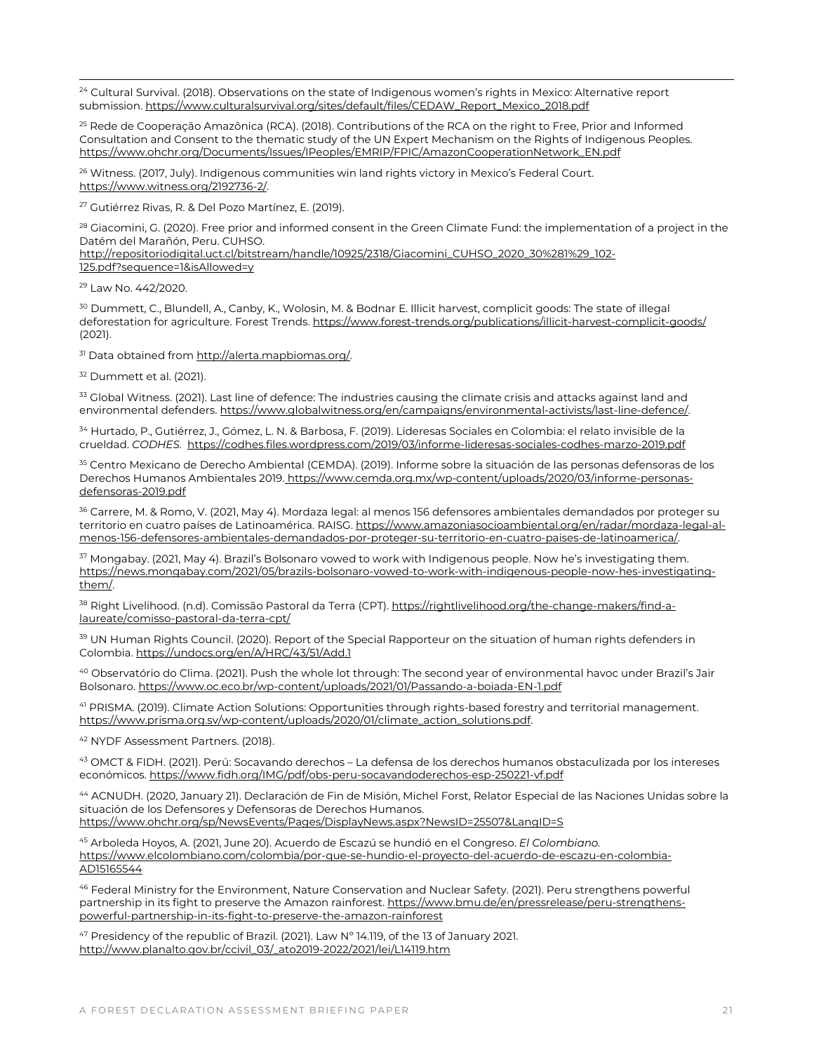[24] Cultural Survival. (2018). Observations on the state of Indigenous women's rights in Mexico: Alternative report submission. https://www.culturalsurvival.org/sites/default/files/CEDAW_Report_Mexico_2018.pdf

[25] Rede de Cooperação Amazônica (RCA). (2018). Contributions of the RCA on the right to Free, Prior and Informed Consultation and Consent to the thematic study of the UN Expert Mechanism on the Rights of Indigenous Peoples. https://www.ohchr.org/Documents/Issues/IPeoples/EMRIP/FPIC/AmazonCooperationNetwork_EN.pdf

[26] Witness. (2017, July). Indigenous communities win land rights victory in Mexico's Federal Court. https://www.witness.org/2192736-2/.

[27] Gutiérrez Rivas, R. & Del Pozo Martínez, E. (2019).

[28] Giacomini, G. (2020). Free prior and informed consent in the Green Climate Fund: the implementation of a project in the Datém del Marañón, Peru. CUHSO. http://repositoriodigital.uct.cl/bitstream/handle/10925/2318/Giacomini_CUHSO_2020_30%281%29_102-125.pdf?sequence=1&isAllowed=y

[29] Law No. 442/2020.

[30] Dummett, C., Blundell, A., Canby, K., Wolosin, M. & Bodnar E. Illicit harvest, complicit goods: The state of illegal deforestation for agriculture. Forest Trends. https://www.forest-trends.org/publications/illicit-harvest-complicit-goods/ (2021).

[31] Data obtained from http://alerta.mapbiomas.org/.

[32] Dummett et al. (2021).

[33] Global Witness. (2021). Last line of defence: The industries causing the climate crisis and attacks against land and environmental defenders. https://www.globalwitness.org/en/campaigns/environmental-activists/last-line-defence/.

[34] Hurtado, P., Gutiérrez, J., Gómez, L. N. & Barbosa, F. (2019). Lideresas Sociales en Colombia: el relato invisible de la crueldad. *CODHES*. https://codhes.files.wordpress.com/2019/03/informe-lideresas-sociales-codhes-marzo-2019.pdf

[35] Centro Mexicano de Derecho Ambiental (CEMDA). (2019). Informe sobre la situación de las personas defensoras de los Derechos Humanos Ambientales 2019. https://www.cemda.org.mx/wp-content/uploads/2020/03/informe-personas-defensoras-2019.pdf

[36] Carrere, M. & Romo, V. (2021, May 4). Mordaza legal: al menos 156 defensores ambientales demandados por proteger su territorio en cuatro países de Latinoamérica. RAISG. https://www.amazoniasocioambiental.org/en/radar/mordaza-legal-al-menos-156-defensores-ambientales-demandados-por-proteger-su-territorio-en-cuatro-paises-de-latinoamerica/.

[37] Mongabay. (2021, May 4). Brazil's Bolsonaro vowed to work with Indigenous people. Now he's investigating them. https://news.mongabay.com/2021/05/brazils-bolsonaro-vowed-to-work-with-indigenous-people-now-hes-investigating-them/.

[38] Right Livelihood. (n.d). Comissão Pastoral da Terra (CPT). https://rightlivelihood.org/the-change-makers/find-a-laureate/comisso-pastoral-da-terra-cpt/

[39] UN Human Rights Council. (2020). Report of the Special Rapporteur on the situation of human rights defenders in Colombia. https://undocs.org/en/A/HRC/43/51/Add.1

[40] Observatório do Clima. (2021). Push the whole lot through: The second year of environmental havoc under Brazil's Jair Bolsonaro. https://www.oc.eco.br/wp-content/uploads/2021/01/Passando-a-boiada-EN-1.pdf

[41] PRISMA. (2019). Climate Action Solutions: Opportunities through rights-based forestry and territorial management. https://www.prisma.org.sv/wp-content/uploads/2020/01/climate_action_solutions.pdf.

[42] NYDF Assessment Partners. (2018).

[43] OMCT & FIDH. (2021). Perú: Socavando derechos – La defensa de los derechos humanos obstaculizada por los intereses económicos. https://www.fidh.org/IMG/pdf/obs-peru-socavandoderechos-esp-250221-vf.pdf

[44] ACNUDH. (2020, January 21). Declaración de Fin de Misión, Michel Forst, Relator Especial de las Naciones Unidas sobre la situación de los Defensores y Defensoras de Derechos Humanos. https://www.ohchr.org/sp/NewsEvents/Pages/DisplayNews.aspx?NewsID=25507&LangID=S

[45] Arboleda Hoyos, A. (2021, June 20). Acuerdo de Escazú se hundió en el Congreso. *El Colombiano*. https://www.elcolombiano.com/colombia/por-que-se-hundio-el-proyecto-del-acuerdo-de-escazu-en-colombia-AD15165544

[46] Federal Ministry for the Environment, Nature Conservation and Nuclear Safety. (2021). Peru strengthens powerful partnership in its fight to preserve the Amazon rainforest. https://www.bmu.de/en/pressrelease/peru-strengthens-powerful-partnership-in-its-fight-to-preserve-the-amazon-rainforest

[47] Presidency of the republic of Brazil. (2021). Law N° 14.119, of the 13 of January 2021. http://www.planalto.gov.br/ccivil_03/_ato2019-2022/2021/lei/L14119.htm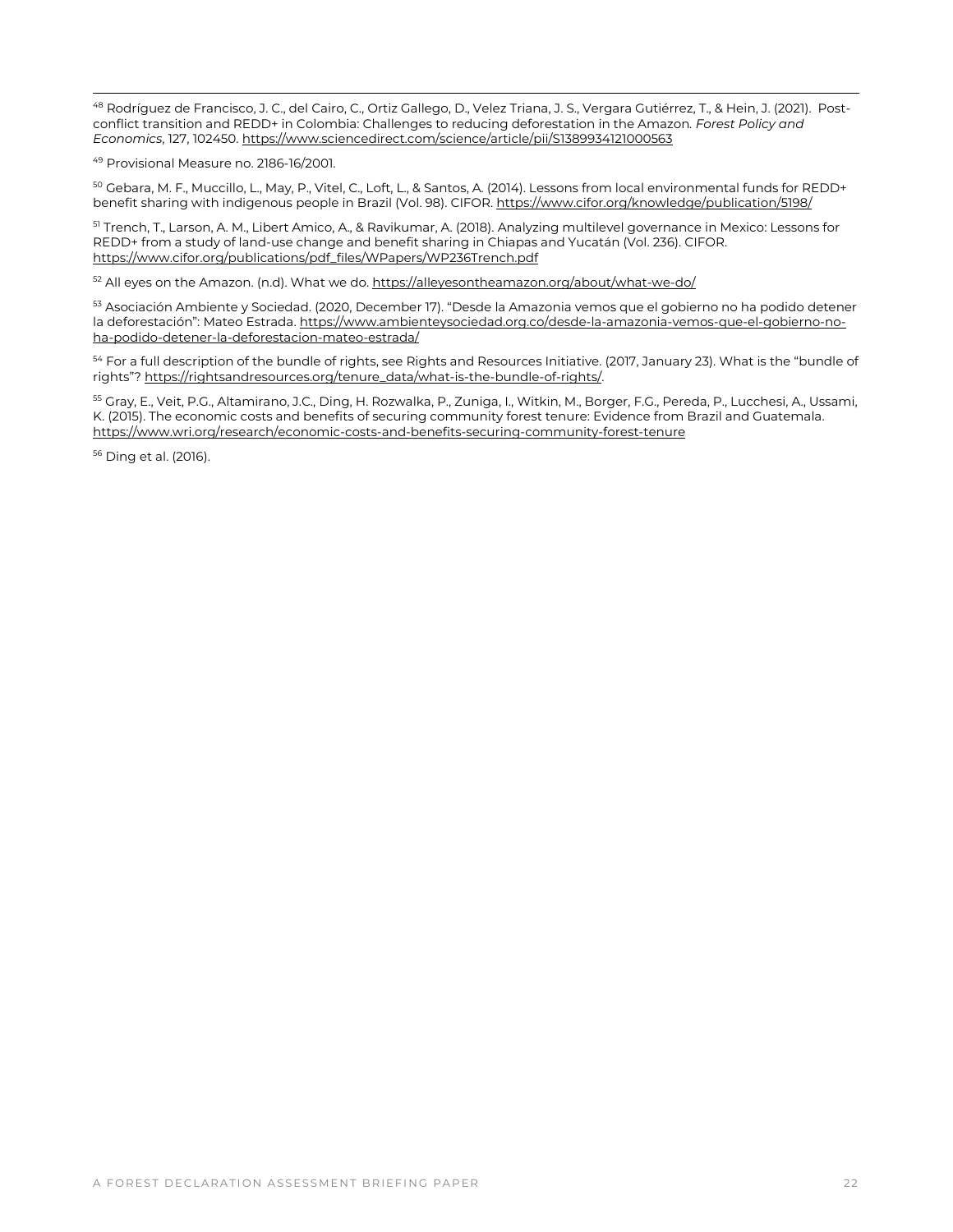[48] Rodríguez de Francisco, J. C., del Cairo, C., Ortiz Gallego, D., Velez Triana, J. S., Vergara Gutiérrez, T., & Hein, J. (2021). Post-conflict transition and REDD+ in Colombia: Challenges to reducing deforestation in the Amazon. *Forest Policy and Economics*, 127, 102450. https://www.sciencedirect.com/science/article/pii/S1389934121000563

[49] Provisional Measure no. 2186-16/2001.

[50] Gebara, M. F., Muccillo, L., May, P., Vitel, C., Loft, L., & Santos, A. (2014). Lessons from local environmental funds for REDD+ benefit sharing with indigenous people in Brazil (Vol. 98). CIFOR. https://www.cifor.org/knowledge/publication/5198/

[51] Trench, T., Larson, A. M., Libert Amico, A., & Ravikumar, A. (2018). Analyzing multilevel governance in Mexico: Lessons for REDD+ from a study of land-use change and benefit sharing in Chiapas and Yucatán (Vol. 236). CIFOR. https://www.cifor.org/publications/pdf_files/WPapers/WP236Trench.pdf

[52] All eyes on the Amazon. (n.d). What we do. https://alleyesontheamazon.org/about/what-we-do/

[53] Asociación Ambiente y Sociedad. (2020, December 17). "Desde la Amazonia vemos que el gobierno no ha podido detener la deforestación": Mateo Estrada. https://www.ambienteysociedad.org.co/desde-la-amazonia-vemos-que-el-gobierno-no-ha-podido-detener-la-deforestacion-mateo-estrada/

[54] For a full description of the bundle of rights, see Rights and Resources Initiative. (2017, January 23). What is the "bundle of rights"? https://rightsandresources.org/tenure_data/what-is-the-bundle-of-rights/.

[55] Gray, E., Veit, P.G., Altamirano, J.C., Ding, H. Rozwalka, P., Zuniga, I., Witkin, M., Borger, F.G., Pereda, P., Lucchesi, A., Ussami, K. (2015). The economic costs and benefits of securing community forest tenure: Evidence from Brazil and Guatemala. https://www.wri.org/research/economic-costs-and-benefits-securing-community-forest-tenure

[56] Ding et al. (2016).